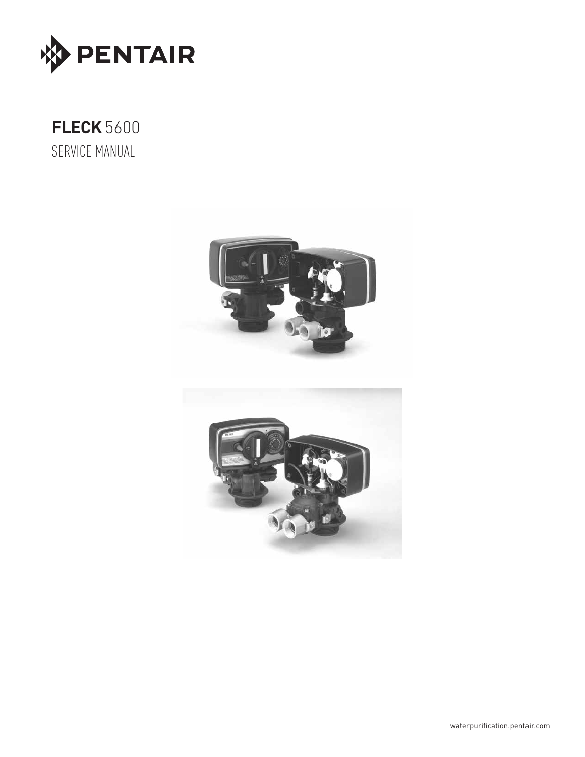PENTAIR

# FLECK 5600

SERVICE MANUAL

waterpurification.pentair.com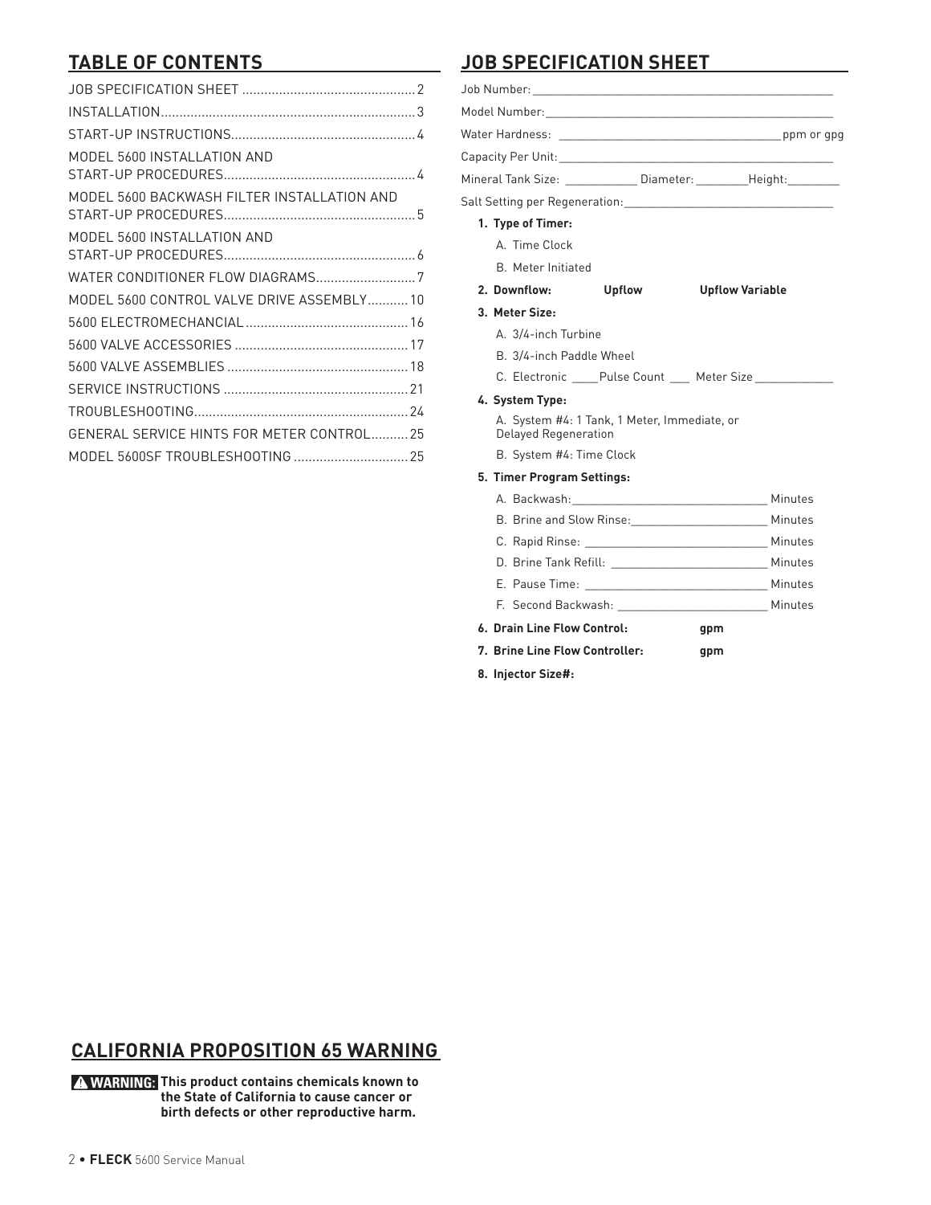## TABLE OF CONTENTS

| | |
|---|---|
| JOB SPECIFICATION SHEET | 2 |
| INSTALLATION | 3 |
| START-UP INSTRUCTIONS | 4 |
| MODEL 5600 INSTALLATION AND START-UP PROCEDURES | 4 |
| MODEL 5600 BACKWASH FILTER INSTALLATION AND START-UP PROCEDURES | 5 |
| MODEL 5600 INSTALLATION AND START-UP PROCEDURES | 6 |
| WATER CONDITIONER FLOW DIAGRAMS | 7 |
| MODEL 5600 CONTROL VALVE DRIVE ASSEMBLY | 10 |
| 5600 ELECTROMECHANCIAL | 16 |
| 5600 VALVE ACCESSORIES | 17 |
| 5600 VALVE ASSEMBLIES | 18 |
| SERVICE INSTRUCTIONS | 21 |
| TROUBLESHOOTING | 24 |
| GENERAL SERVICE HINTS FOR METER CONTROL | 25 |
| MODEL 5600SF TROUBLESHOOTING | 25 |

## JOB SPECIFICATION SHEET

Job Number: ______________________________

Model Number: ______________________________

Water Hardness: ______________________________ ppm or gpg

Capacity Per Unit: ______________________________

Mineral Tank Size: __________ Diameter: ________ Height: ________

Salt Setting per Regeneration: ______________________________

**1. Type of Timer:**

A. Time Clock

B. Meter Initiated

**2. Downflow:** **Upflow** **Upflow Variable**

**3. Meter Size:**

A. 3/4-inch Turbine

B. 3/4-inch Paddle Wheel

C. Electronic ____ Pulse Count ___ Meter Size ____________

**4. System Type:**

A. System #4: 1 Tank, 1 Meter, Immediate, or Delayed Regeneration

B. System #4: Time Clock

**5. Timer Program Settings:**

A. Backwash: ______________________________ Minutes

B. Brine and Slow Rinse: ______________________ Minutes

C. Rapid Rinse: ___________________________ Minutes

D. Brine Tank Refill: _______________________ Minutes

E. Pause Time: ___________________________ Minutes

F. Second Backwash: _______________________ Minutes

**6. Drain Line Flow Control:** **gpm**

**7. Brine Line Flow Controller:** **gpm**

**8. Injector Size#:**

## CALIFORNIA PROPOSITION 65 WARNING

**⚠ WARNING: This product contains chemicals known to the State of California to cause cancer or birth defects or other reproductive harm.**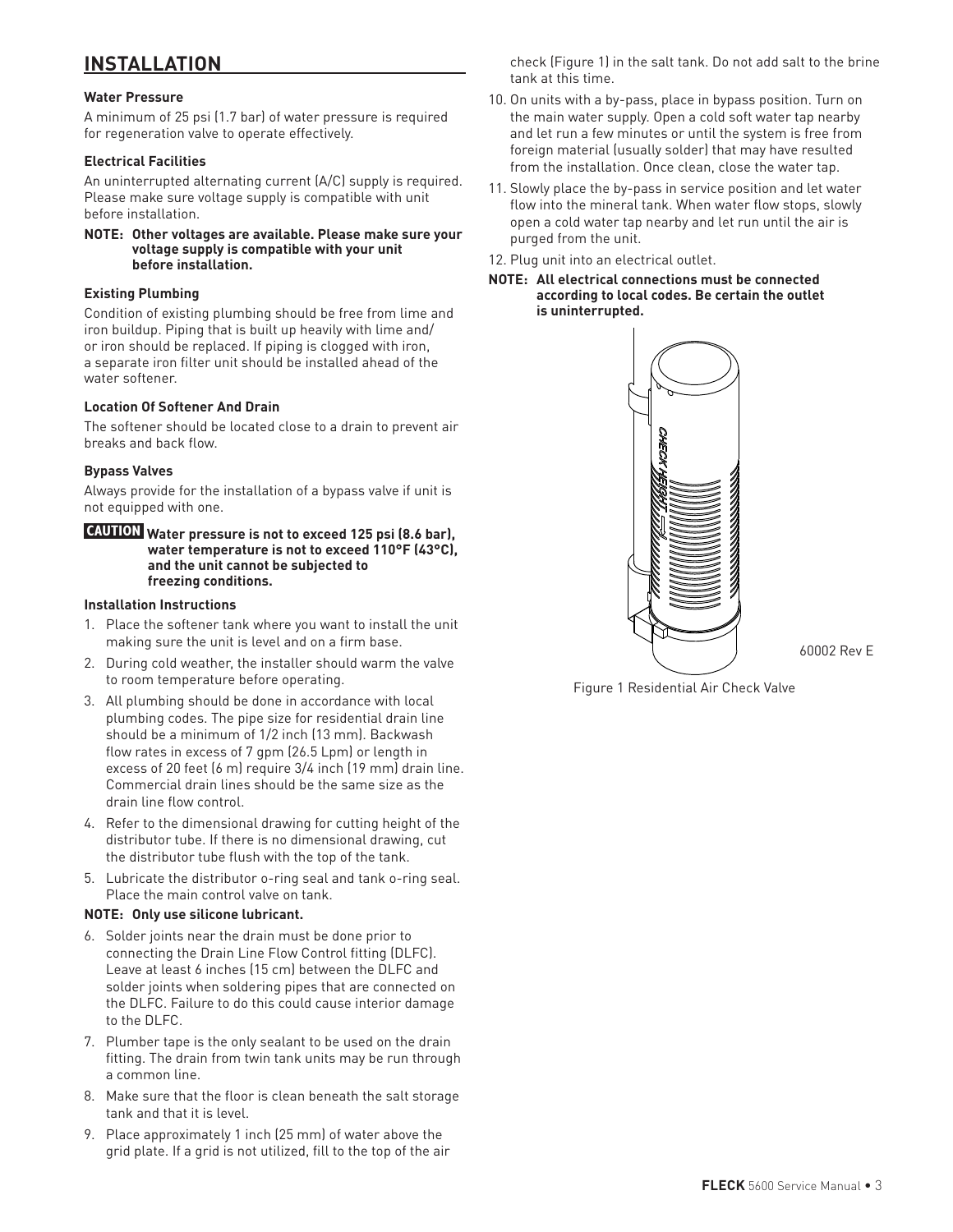## INSTALLATION

**Water Pressure**

A minimum of 25 psi (1.7 bar) of water pressure is required for regeneration valve to operate effectively.

**Electrical Facilities**

An uninterrupted alternating current (A/C) supply is required. Please make sure voltage supply is compatible with unit before installation.

**NOTE: Other voltages are available. Please make sure your voltage supply is compatible with your unit before installation.**

**Existing Plumbing**

Condition of existing plumbing should be free from lime and iron buildup. Piping that is built up heavily with lime and/or iron should be replaced. If piping is clogged with iron, a separate iron filter unit should be installed ahead of the water softener.

**Location Of Softener And Drain**

The softener should be located close to a drain to prevent air breaks and back flow.

**Bypass Valves**

Always provide for the installation of a bypass valve if unit is not equipped with one.

**CAUTION Water pressure is not to exceed 125 psi (8.6 bar), water temperature is not to exceed 110°F (43°C), and the unit cannot be subjected to freezing conditions.**

**Installation Instructions**

1. Place the softener tank where you want to install the unit making sure the unit is level and on a firm base.
2. During cold weather, the installer should warm the valve to room temperature before operating.
3. All plumbing should be done in accordance with local plumbing codes. The pipe size for residential drain line should be a minimum of 1/2 inch (13 mm). Backwash flow rates in excess of 7 gpm (26.5 Lpm) or length in excess of 20 feet (6 m) require 3/4 inch (19 mm) drain line. Commercial drain lines should be the same size as the drain line flow control.
4. Refer to the dimensional drawing for cutting height of the distributor tube. If there is no dimensional drawing, cut the distributor tube flush with the top of the tank.
5. Lubricate the distributor o-ring seal and tank o-ring seal. Place the main control valve on tank.

**NOTE: Only use silicone lubricant.**

6. Solder joints near the drain must be done prior to connecting the Drain Line Flow Control fitting (DLFC). Leave at least 6 inches (15 cm) between the DLFC and solder joints when soldering pipes that are connected on the DLFC. Failure to do this could cause interior damage to the DLFC.
7. Plumber tape is the only sealant to be used on the drain fitting. The drain from twin tank units may be run through a common line.
8. Make sure that the floor is clean beneath the salt storage tank and that it is level.
9. Place approximately 1 inch (25 mm) of water above the grid plate. If a grid is not utilized, fill to the top of the air check (Figure 1) in the salt tank. Do not add salt to the brine tank at this time.
10. On units with a by-pass, place in bypass position. Turn on the main water supply. Open a cold soft water tap nearby and let run a few minutes or until the system is free from foreign material (usually solder) that may have resulted from the installation. Once clean, close the water tap.
11. Slowly place the by-pass in service position and let water flow into the mineral tank. When water flow stops, slowly open a cold water tap nearby and let run until the air is purged from the unit.
12. Plug unit into an electrical outlet.

**NOTE: All electrical connections must be connected according to local codes. Be certain the outlet is uninterrupted.**

60002 Rev E

Figure 1 Residential Air Check Valve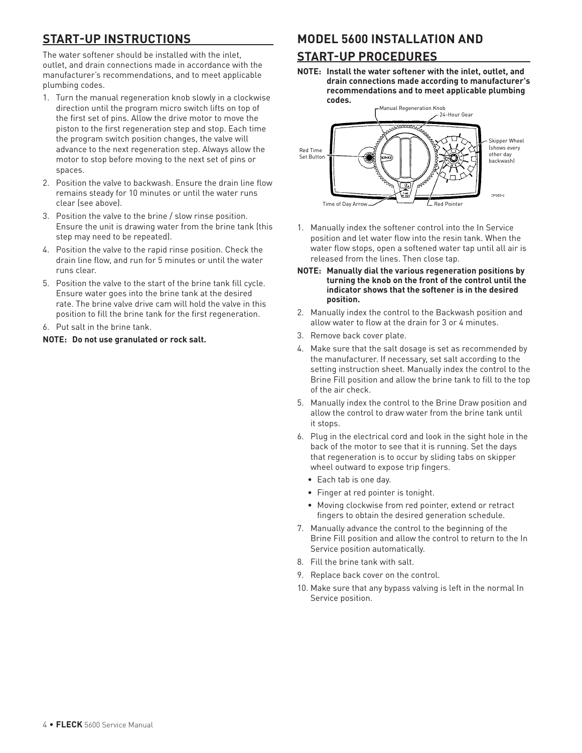## START-UP INSTRUCTIONS

The water softener should be installed with the inlet, outlet, and drain connections made in accordance with the manufacturer's recommendations, and to meet applicable plumbing codes.

1. Turn the manual regeneration knob slowly in a clockwise direction until the program micro switch lifts on top of the first set of pins. Allow the drive motor to move the piston to the first regeneration step and stop. Each time the program switch position changes, the valve will advance to the next regeneration step. Always allow the motor to stop before moving to the next set of pins or spaces.
2. Position the valve to backwash. Ensure the drain line flow remains steady for 10 minutes or until the water runs clear (see above).
3. Position the valve to the brine / slow rinse position. Ensure the unit is drawing water from the brine tank (this step may need to be repeated).
4. Position the valve to the rapid rinse position. Check the drain line flow, and run for 5 minutes or until the water runs clear.
5. Position the valve to the start of the brine tank fill cycle. Ensure water goes into the brine tank at the desired rate. The brine valve drive cam will hold the valve in this position to fill the brine tank for the first regeneration.
6. Put salt in the brine tank.

**NOTE: Do not use granulated or rock salt.**

## MODEL 5600 INSTALLATION AND START-UP PROCEDURES

**NOTE: Install the water softener with the inlet, outlet, and drain connections made according to manufacturer's recommendations and to meet applicable plumbing codes.**

Manual Regeneration Knob
24-Hour Gear
Red Time Set Button
Skipper Wheel (shows every other day backwash)
Time of Day Arrow
Red Pointer

1. Manually index the softener control into the In Service position and let water flow into the resin tank. When the water flow stops, open a softened water tap until all air is released from the lines. Then close tap.

**NOTE: Manually dial the various regeneration positions by turning the knob on the front of the control until the indicator shows that the softener is in the desired position.**

2. Manually index the control to the Backwash position and allow water to flow at the drain for 3 or 4 minutes.
3. Remove back cover plate.
4. Make sure that the salt dosage is set as recommended by the manufacturer. If necessary, set salt according to the setting instruction sheet. Manually index the control to the Brine Fill position and allow the brine tank to fill to the top of the air check.
5. Manually index the control to the Brine Draw position and allow the control to draw water from the brine tank until it stops.
6. Plug in the electrical cord and look in the sight hole in the back of the motor to see that it is running. Set the days that regeneration is to occur by sliding tabs on skipper wheel outward to expose trip fingers.
   - Each tab is one day.
   - Finger at red pointer is tonight.
   - Moving clockwise from red pointer, extend or retract fingers to obtain the desired generation schedule.
7. Manually advance the control to the beginning of the Brine Fill position and allow the control to return to the In Service position automatically.
8. Fill the brine tank with salt.
9. Replace back cover on the control.
10. Make sure that any bypass valving is left in the normal In Service position.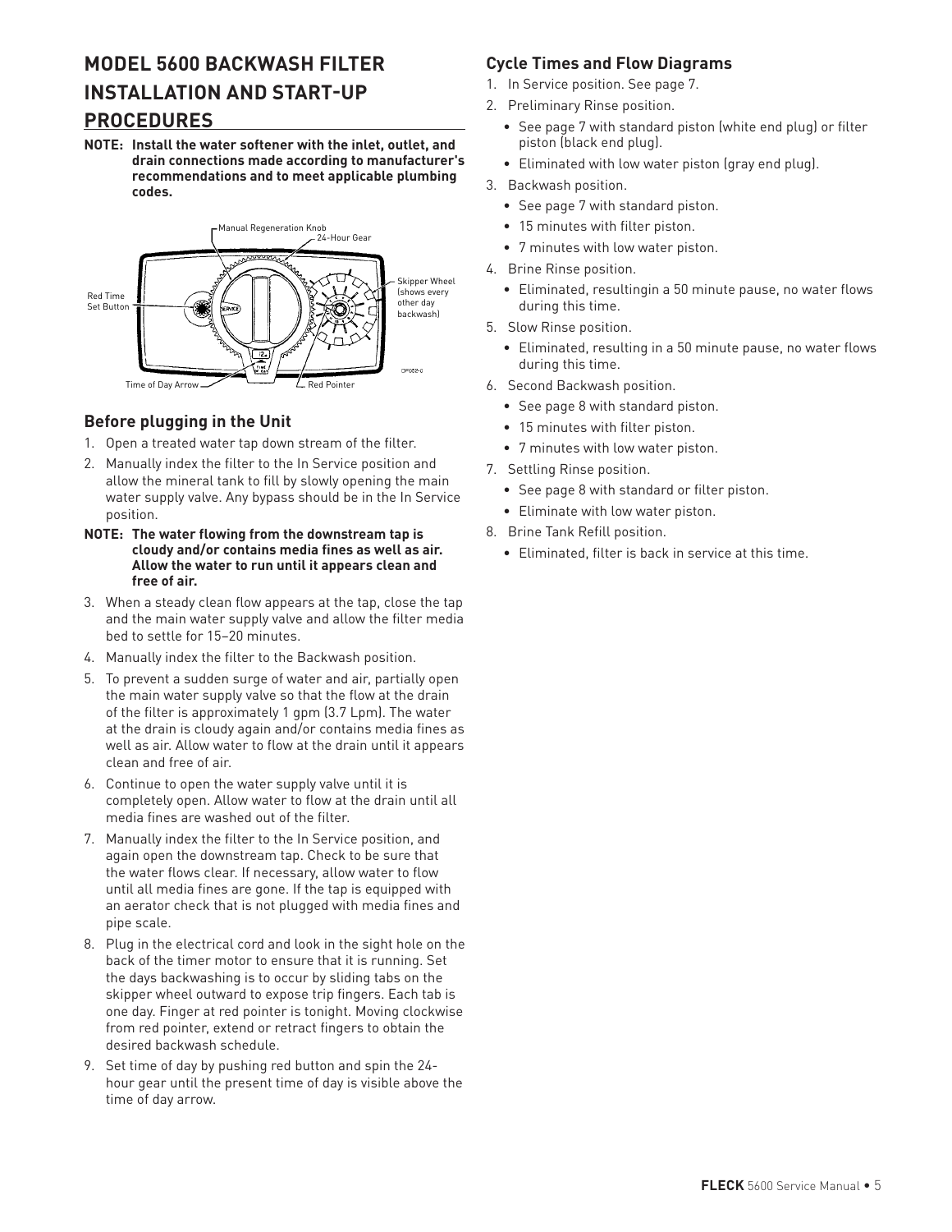# MODEL 5600 BACKWASH FILTER INSTALLATION AND START-UP PROCEDURES

**NOTE: Install the water softener with the inlet, outlet, and drain connections made according to manufacturer's recommendations and to meet applicable plumbing codes.**

Manual Regeneration Knob
24-Hour Gear
Skipper Wheel (shows every other day backwash)
Red Time Set Button
Time of Day Arrow
Red Pointer

## Before plugging in the Unit

1. Open a treated water tap down stream of the filter.
2. Manually index the filter to the In Service position and allow the mineral tank to fill by slowly opening the main water supply valve. Any bypass should be in the In Service position.

**NOTE: The water flowing from the downstream tap is cloudy and/or contains media fines as well as air. Allow the water to run until it appears clean and free of air.**

3. When a steady clean flow appears at the tap, close the tap and the main water supply valve and allow the filter media bed to settle for 15–20 minutes.
4. Manually index the filter to the Backwash position.
5. To prevent a sudden surge of water and air, partially open the main water supply valve so that the flow at the drain of the filter is approximately 1 gpm (3.7 Lpm). The water at the drain is cloudy again and/or contains media fines as well as air. Allow water to flow at the drain until it appears clean and free of air.
6. Continue to open the water supply valve until it is completely open. Allow water to flow at the drain until all media fines are washed out of the filter.
7. Manually index the filter to the In Service position, and again open the downstream tap. Check to be sure that the water flows clear. If necessary, allow water to flow until all media fines are gone. If the tap is equipped with an aerator check that is not plugged with media fines and pipe scale.
8. Plug in the electrical cord and look in the sight hole on the back of the timer motor to ensure that it is running. Set the days backwashing is to occur by sliding tabs on the skipper wheel outward to expose trip fingers. Each tab is one day. Finger at red pointer is tonight. Moving clockwise from red pointer, extend or retract fingers to obtain the desired backwash schedule.
9. Set time of day by pushing red button and spin the 24-hour gear until the present time of day is visible above the time of day arrow.

## Cycle Times and Flow Diagrams

1. In Service position. See page 7.
2. Preliminary Rinse position.
   - See page 7 with standard piston (white end plug) or filter piston (black end plug).
   - Eliminated with low water piston (gray end plug).
3. Backwash position.
   - See page 7 with standard piston.
   - 15 minutes with filter piston.
   - 7 minutes with low water piston.
4. Brine Rinse position.
   - Eliminated, resultingin a 50 minute pause, no water flows during this time.
5. Slow Rinse position.
   - Eliminated, resulting in a 50 minute pause, no water flows during this time.
6. Second Backwash position.
   - See page 8 with standard piston.
   - 15 minutes with filter piston.
   - 7 minutes with low water piston.
7. Settling Rinse position.
   - See page 8 with standard or filter piston.
   - Eliminate with low water piston.
8. Brine Tank Refill position.
   - Eliminated, filter is back in service at this time.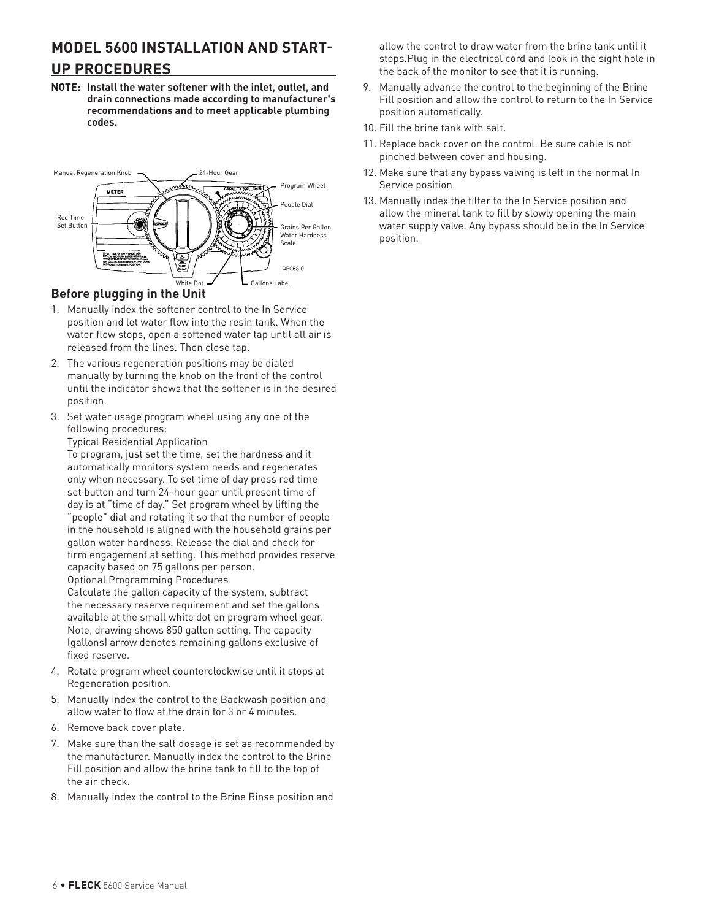## MODEL 5600 INSTALLATION AND START-UP PROCEDURES

**NOTE: Install the water softener with the inlet, outlet, and drain connections made according to manufacturer's recommendations and to meet applicable plumbing codes.**

Manual Regeneration Knob
24-Hour Gear
Program Wheel
People Dial
Red Time Set Button
Grains Per Gallon Water Hardness Scale
White Dot
Gallons Label
DF053-0

### Before plugging in the Unit

1. Manually index the softener control to the In Service position and let water flow into the resin tank. When the water flow stops, open a softened water tap until all air is released from the lines. Then close tap.
2. The various regeneration positions may be dialed manually by turning the knob on the front of the control until the indicator shows that the softener is in the desired position.
3. Set water usage program wheel using any one of the following procedures:
   Typical Residential Application
   To program, just set the time, set the hardness and it automatically monitors system needs and regenerates only when necessary. To set time of day press red time set button and turn 24-hour gear until present time of day is at "time of day." Set program wheel by lifting the "people" dial and rotating it so that the number of people in the household is aligned with the household grains per gallon water hardness. Release the dial and check for firm engagement at setting. This method provides reserve capacity based on 75 gallons per person.
   Optional Programming Procedures
   Calculate the gallon capacity of the system, subtract the necessary reserve requirement and set the gallons available at the small white dot on program wheel gear. Note, drawing shows 850 gallon setting. The capacity (gallons) arrow denotes remaining gallons exclusive of fixed reserve.
4. Rotate program wheel counterclockwise until it stops at Regeneration position.
5. Manually index the control to the Backwash position and allow water to flow at the drain for 3 or 4 minutes.
6. Remove back cover plate.
7. Make sure than the salt dosage is set as recommended by the manufacturer. Manually index the control to the Brine Fill position and allow the brine tank to fill to the top of the air check.
8. Manually index the control to the Brine Rinse position and allow the control to draw water from the brine tank until it stops.Plug in the electrical cord and look in the sight hole in the back of the monitor to see that it is running.
9. Manually advance the control to the beginning of the Brine Fill position and allow the control to return to the In Service position automatically.
10. Fill the brine tank with salt.
11. Replace back cover on the control. Be sure cable is not pinched between cover and housing.
12. Make sure that any bypass valving is left in the normal In Service position.
13. Manually index the filter to the In Service position and allow the mineral tank to fill by slowly opening the main water supply valve. Any bypass should be in the In Service position.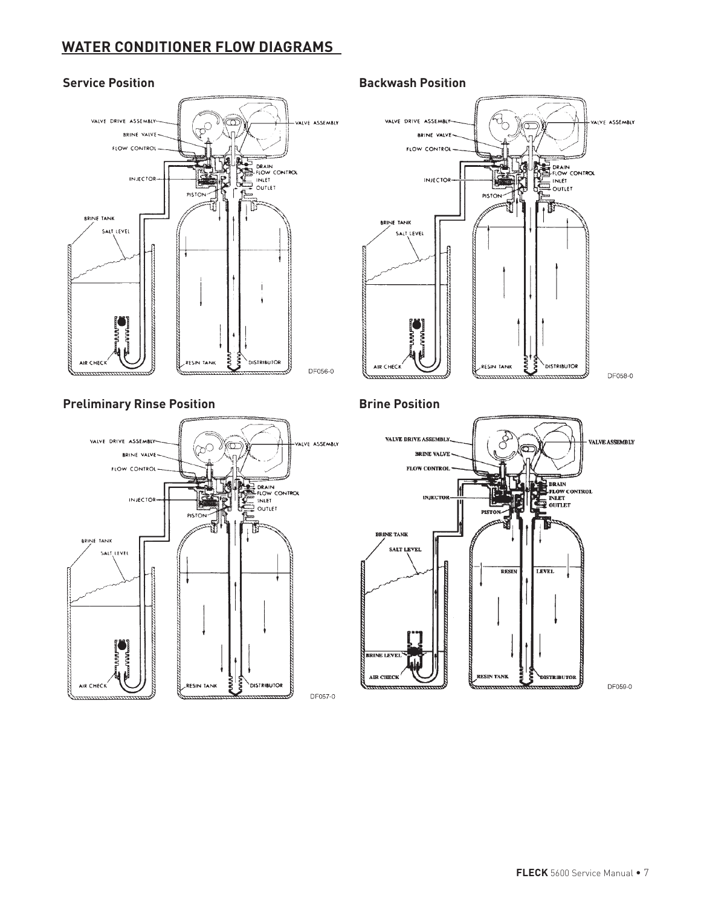## WATER CONDITIONER FLOW DIAGRAMS

### Service Position

VALVE DRIVE ASSEMBLY
BRINE VALVE
FLOW CONTROL
INJECTOR
PISTON
VALVE ASSEMBLY
DRAIN
FLOW CONTROL
INLET
OUTLET
BRINE TANK
SALT LEVEL
AIR CHECK
RESIN TANK
DISTRIBUTOR

DF056-0

### Backwash Position

VALVE DRIVE ASSEMBLY
BRINE VALVE
FLOW CONTROL
INJECTOR
PISTON
VALVE ASSEMBLY
DRAIN
FLOW CONTROL
INLET
OUTLET
BRINE TANK
SALT LEVEL
AIR CHECK
RESIN TANK
DISTRIBUTOR

DF058-0

### Preliminary Rinse Position

VALVE DRIVE ASSEMBLY
BRINE VALVE
FLOW CONTROL
INJECTOR
PISTON
VALVE ASSEMBLY
DRAIN
FLOW CONTROL
INLET
OUTLET
BRINE TANK
SALT LEVEL
AIR CHECK
RESIN TANK
DISTRIBUTOR

DF057-0

### Brine Position

VALVE DRIVE ASSEMBLY
BRINE VALVE
FLOW CONTROL
INJECTOR
PISTON
VALVE ASSEMBLY
DRAIN
FLOW CONTROL
INLET
OUTLET
BRINE TANK
SALT LEVEL
RESIN LEVEL
BRINE LEVEL
AIR CHECK
RESIN TANK
DISTRIBUTOR

DF059-0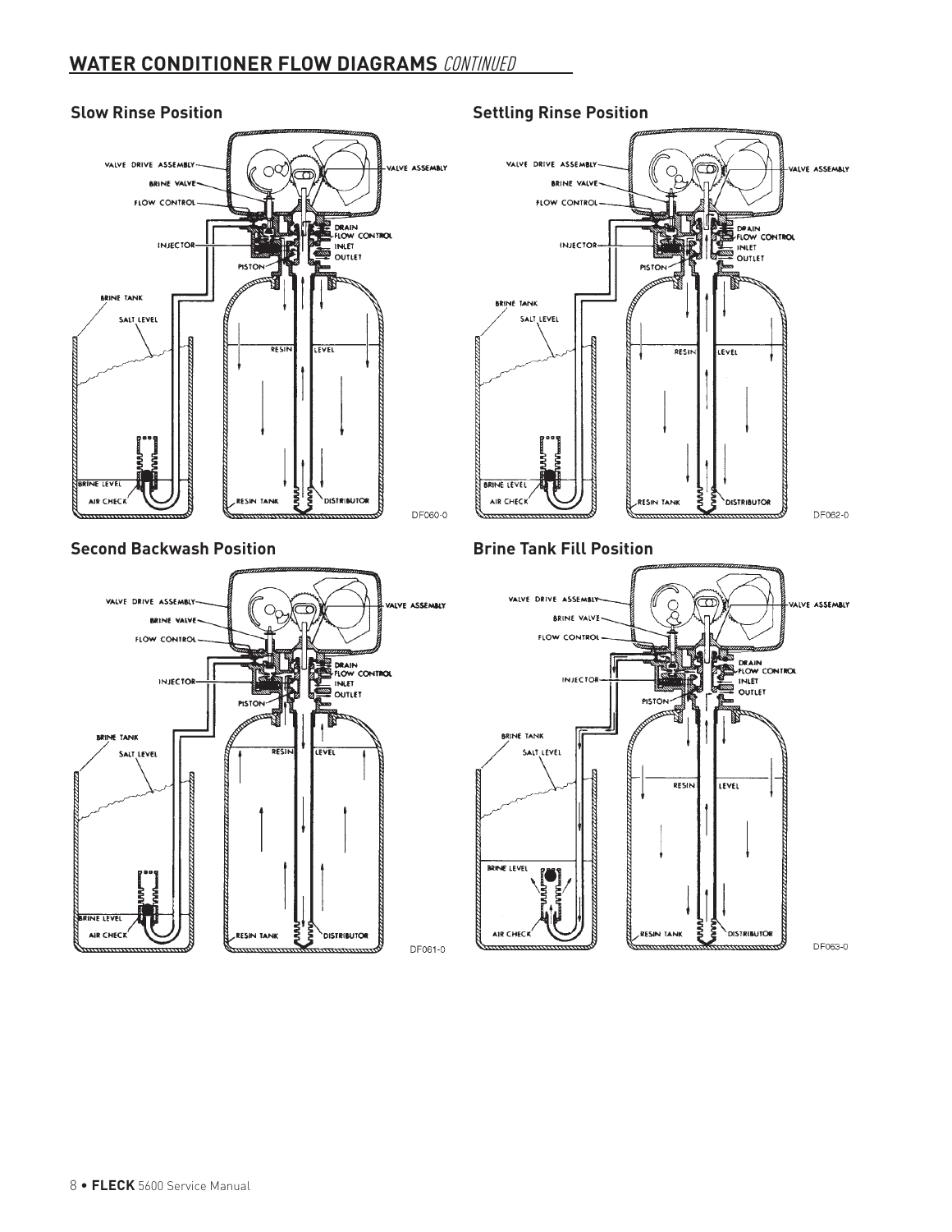## WATER CONDITIONER FLOW DIAGRAMS *CONTINUED*

### Slow Rinse Position

VALVE DRIVE ASSEMBLY
BRINE VALVE
FLOW CONTROL
INJECTOR
PISTON
VALVE ASSEMBLY
DRAIN FLOW CONTROL
INLET
OUTLET
BRINE TANK
SALT LEVEL
RESIN LEVEL
BRINE LEVEL
AIR CHECK
RESIN TANK
DISTRIBUTOR

DF060-0

### Settling Rinse Position

VALVE DRIVE ASSEMBLY
BRINE VALVE
FLOW CONTROL
INJECTOR
PISTON
VALVE ASSEMBLY
DRAIN FLOW CONTROL
INLET
OUTLET
BRINE TANK
SALT LEVEL
RESIN LEVEL
BRINE LEVEL
AIR CHECK
RESIN TANK
DISTRIBUTOR

DF062-0

### Second Backwash Position

VALVE DRIVE ASSEMBLY
BRINE VALVE
FLOW CONTROL
INJECTOR
PISTON
VALVE ASSEMBLY
DRAIN FLOW CONTROL
INLET
OUTLET
BRINE TANK
SALT LEVEL
RESIN LEVEL
BRINE LEVEL
AIR CHECK
RESIN TANK
DISTRIBUTOR

DF061-0

### Brine Tank Fill Position

VALVE DRIVE ASSEMBLY
BRINE VALVE
FLOW CONTROL
INJECTOR
PISTON
VALVE ASSEMBLY
DRAIN FLOW CONTROL
INLET
OUTLET
BRINE TANK
SALT LEVEL
RESIN LEVEL
BRINE LEVEL
AIR CHECK
RESIN TANK
DISTRIBUTOR

DF063-0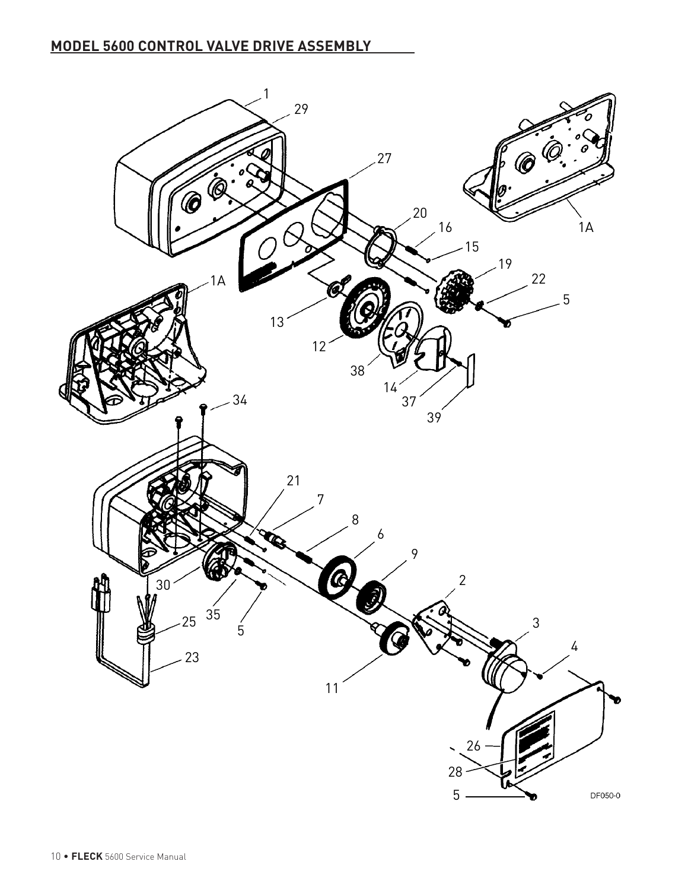## MODEL 5600 CONTROL VALVE DRIVE ASSEMBLY

1

29

27

20

16

15

19

22

5

1A

1A

13

12

38

14

37

39

34

21

7

8

6

9

2

3

4

30

35

5

25

23

11

26

28

5

DF050-0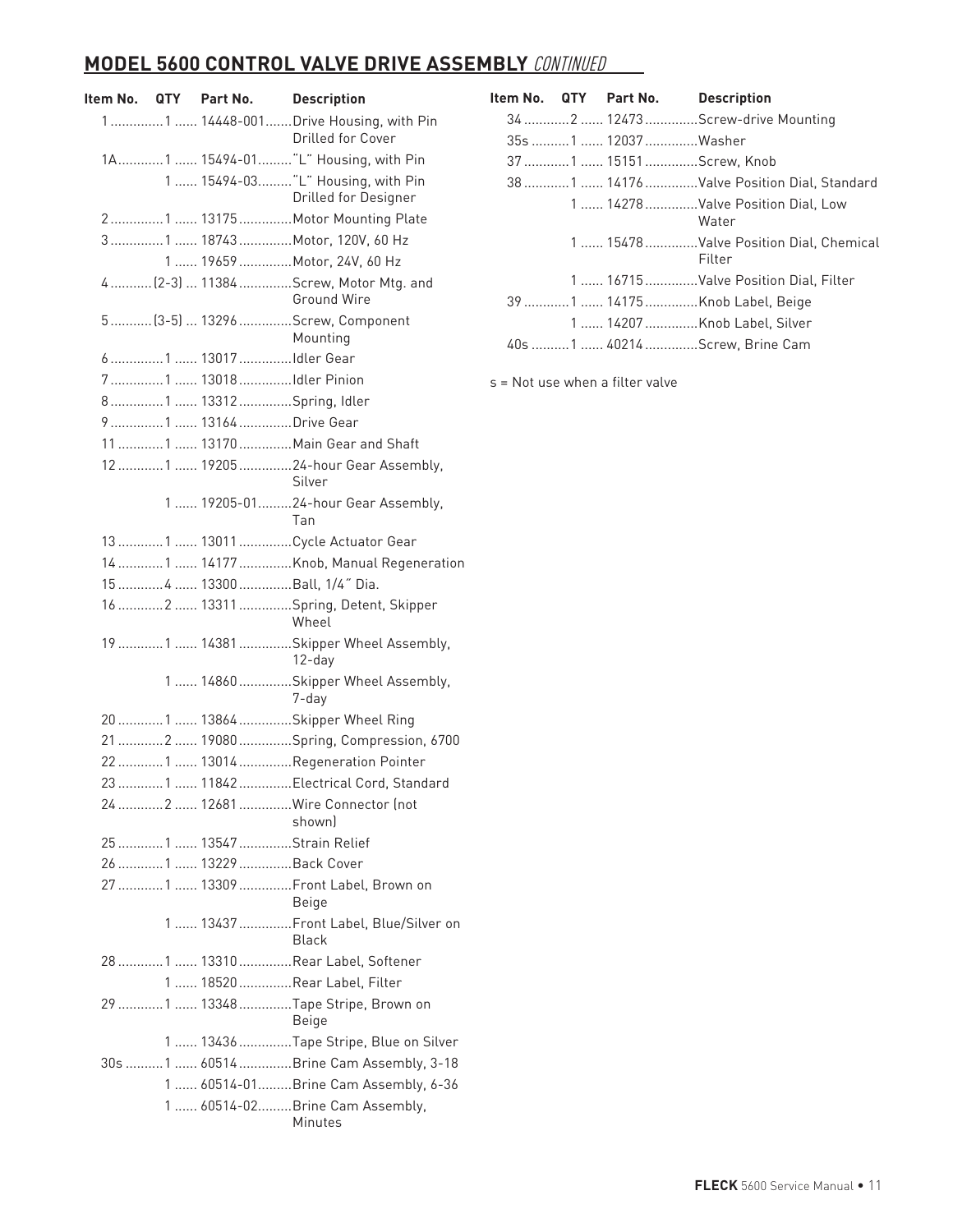## MODEL 5600 CONTROL VALVE DRIVE ASSEMBLY *CONTINUED*

| Item No. | QTY | Part No. | Description |
|---|---|---|---|
| 1 | 1 | 14448-001 | Drive Housing, with Pin Drilled for Cover |
| 1A | 1 | 15494-01 | "L" Housing, with Pin |
| | 1 | 15494-03 | "L" Housing, with Pin Drilled for Designer |
| 2 | 1 | 13175 | Motor Mounting Plate |
| 3 | 1 | 18743 | Motor, 120V, 60 Hz |
| | 1 | 19659 | Motor, 24V, 60 Hz |
| 4 | (2-3) | 11384 | Screw, Motor Mtg. and Ground Wire |
| 5 | (3-5) | 13296 | Screw, Component Mounting |
| 6 | 1 | 13017 | Idler Gear |
| 7 | 1 | 13018 | Idler Pinion |
| 8 | 1 | 13312 | Spring, Idler |
| 9 | 1 | 13164 | Drive Gear |
| 11 | 1 | 13170 | Main Gear and Shaft |
| 12 | 1 | 19205 | 24-hour Gear Assembly, Silver |
| | 1 | 19205-01 | 24-hour Gear Assembly, Tan |
| 13 | 1 | 13011 | Cycle Actuator Gear |
| 14 | 1 | 14177 | Knob, Manual Regeneration |
| 15 | 4 | 13300 | Ball, 1/4" Dia. |
| 16 | 2 | 13311 | Spring, Detent, Skipper Wheel |
| 19 | 1 | 14381 | Skipper Wheel Assembly, 12-day |
| | 1 | 14860 | Skipper Wheel Assembly, 7-day |
| 20 | 1 | 13864 | Skipper Wheel Ring |
| 21 | 2 | 19080 | Spring, Compression, 6700 |
| 22 | 1 | 13014 | Regeneration Pointer |
| 23 | 1 | 11842 | Electrical Cord, Standard |
| 24 | 2 | 12681 | Wire Connector (not shown) |
| 25 | 1 | 13547 | Strain Relief |
| 26 | 1 | 13229 | Back Cover |
| 27 | 1 | 13309 | Front Label, Brown on Beige |
| | 1 | 13437 | Front Label, Blue/Silver on Black |
| 28 | 1 | 13310 | Rear Label, Softener |
| | 1 | 18520 | Rear Label, Filter |
| 29 | 1 | 13348 | Tape Stripe, Brown on Beige |
| | 1 | 13436 | Tape Stripe, Blue on Silver |
| 30s | 1 | 60514 | Brine Cam Assembly, 3-18 |
| | 1 | 60514-01 | Brine Cam Assembly, 6-36 |
| | 1 | 60514-02 | Brine Cam Assembly, Minutes |
| 34 | 2 | 12473 | Screw-drive Mounting |
| 35s | 1 | 12037 | Washer |
| 37 | 1 | 15151 | Screw, Knob |
| 38 | 1 | 14176 | Valve Position Dial, Standard |
| | 1 | 14278 | Valve Position Dial, Low Water |
| | 1 | 15478 | Valve Position Dial, Chemical Filter |
| | 1 | 16715 | Valve Position Dial, Filter |
| 39 | 1 | 14175 | Knob Label, Beige |
| | 1 | 14207 | Knob Label, Silver |
| 40s | 1 | 40214 | Screw, Brine Cam |

s = Not use when a filter valve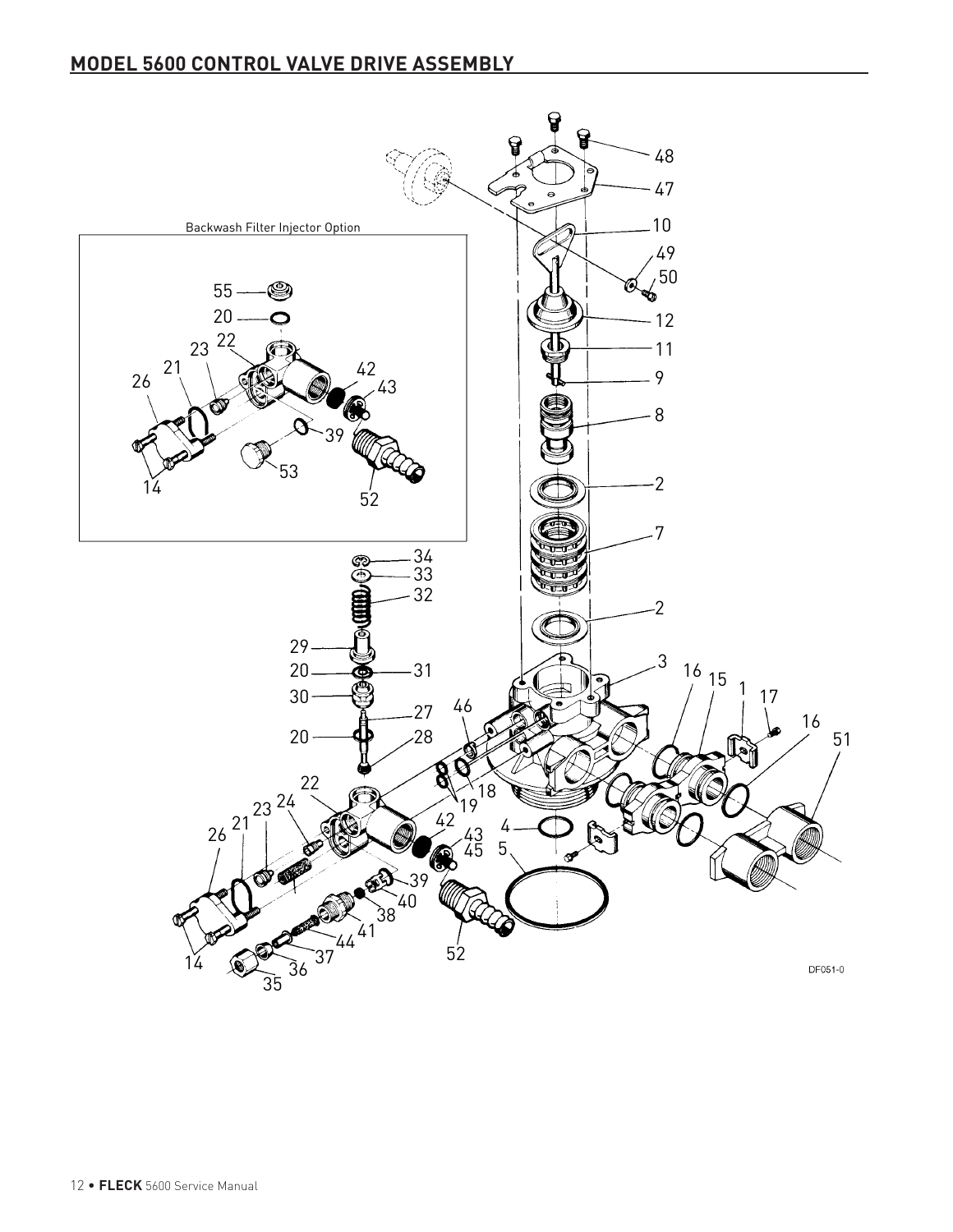## MODEL 5600 CONTROL VALVE DRIVE ASSEMBLY

Backwash Filter Injector Option

DF051-0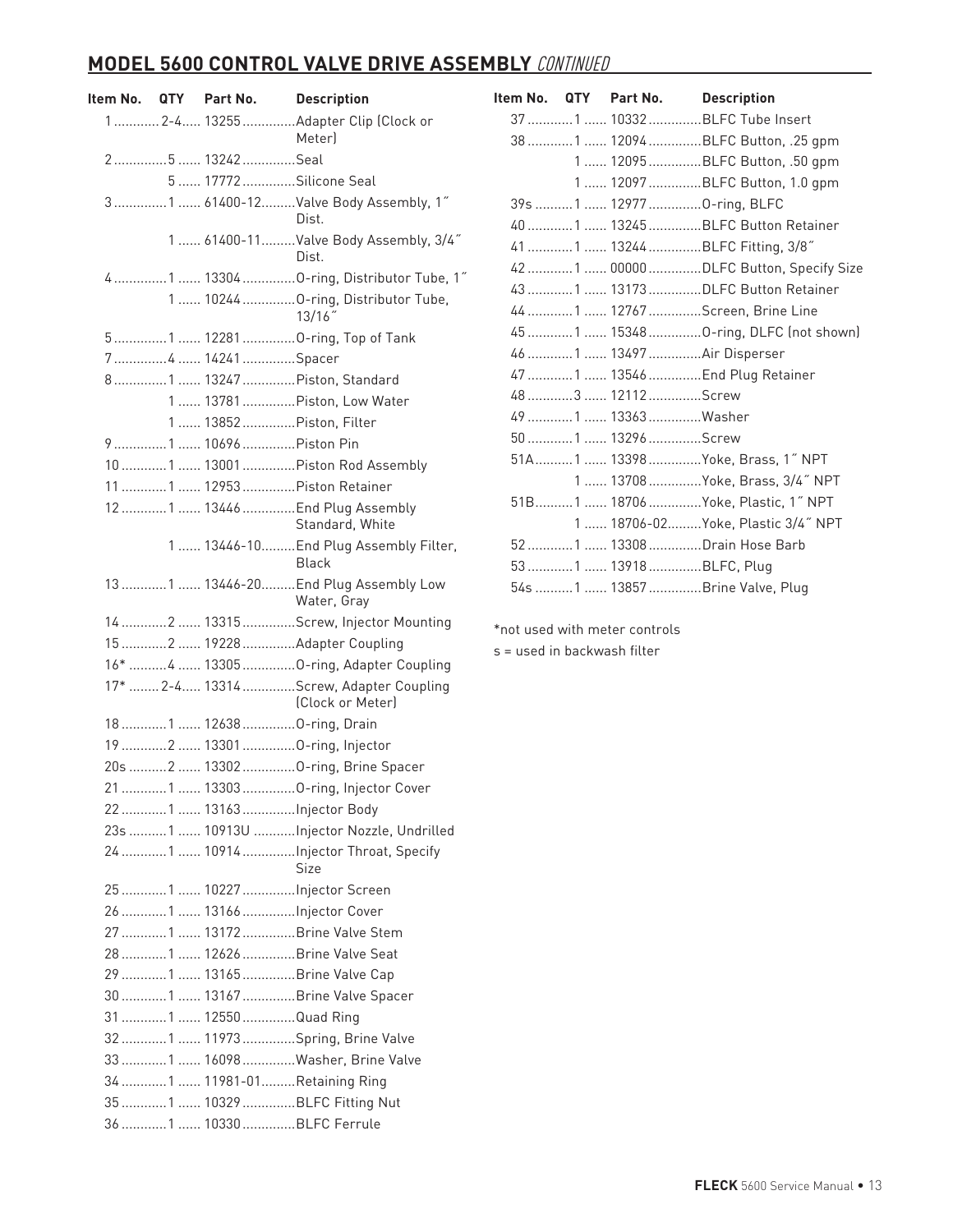## MODEL 5600 CONTROL VALVE DRIVE ASSEMBLY *CONTINUED*

| Item No. | QTY | Part No. | Description |
|---|---|---|---|
| 1 | 2-4 | 13255 | Adapter Clip (Clock or Meter) |
| 2 | 5 | 13242 | Seal |
| | 5 | 17772 | Silicone Seal |
| 3 | 1 | 61400-12 | Valve Body Assembly, 1″ Dist. |
| | 1 | 61400-11 | Valve Body Assembly, 3/4″ Dist. |
| 4 | 1 | 13304 | O-ring, Distributor Tube, 1″ |
| | 1 | 10244 | O-ring, Distributor Tube, 13/16″ |
| 5 | 1 | 12281 | O-ring, Top of Tank |
| 7 | 4 | 14241 | Spacer |
| 8 | 1 | 13247 | Piston, Standard |
| | 1 | 13781 | Piston, Low Water |
| | 1 | 13852 | Piston, Filter |
| 9 | 1 | 10696 | Piston Pin |
| 10 | 1 | 13001 | Piston Rod Assembly |
| 11 | 1 | 12953 | Piston Retainer |
| 12 | 1 | 13446 | End Plug Assembly Standard, White |
| | 1 | 13446-10 | End Plug Assembly Filter, Black |
| 13 | 1 | 13446-20 | End Plug Assembly Low Water, Gray |
| 14 | 2 | 13315 | Screw, Injector Mounting |
| 15 | 2 | 19228 | Adapter Coupling |
| 16* | 4 | 13305 | O-ring, Adapter Coupling |
| 17* | 2-4 | 13314 | Screw, Adapter Coupling (Clock or Meter) |
| 18 | 1 | 12638 | O-ring, Drain |
| 19 | 2 | 13301 | O-ring, Injector |
| 20s | 2 | 13302 | O-ring, Brine Spacer |
| 21 | 1 | 13303 | O-ring, Injector Cover |
| 22 | 1 | 13163 | Injector Body |
| 23s | 1 | 10913U | Injector Nozzle, Undrilled |
| 24 | 1 | 10914 | Injector Throat, Specify Size |
| 25 | 1 | 10227 | Injector Screen |
| 26 | 1 | 13166 | Injector Cover |
| 27 | 1 | 13172 | Brine Valve Stem |
| 28 | 1 | 12626 | Brine Valve Seat |
| 29 | 1 | 13165 | Brine Valve Cap |
| 30 | 1 | 13167 | Brine Valve Spacer |
| 31 | 1 | 12550 | Quad Ring |
| 32 | 1 | 11973 | Spring, Brine Valve |
| 33 | 1 | 16098 | Washer, Brine Valve |
| 34 | 1 | 11981-01 | Retaining Ring |
| 35 | 1 | 10329 | BLFC Fitting Nut |
| 36 | 1 | 10330 | BLFC Ferrule |
| 37 | 1 | 10332 | BLFC Tube Insert |
| 38 | 1 | 12094 | BLFC Button, .25 gpm |
| | 1 | 12095 | BLFC Button, .50 gpm |
| | 1 | 12097 | BLFC Button, 1.0 gpm |
| 39s | 1 | 12977 | O-ring, BLFC |
| 40 | 1 | 13245 | BLFC Button Retainer |
| 41 | 1 | 13244 | BLFC Fitting, 3/8″ |
| 42 | 1 | 00000 | DLFC Button, Specify Size |
| 43 | 1 | 13173 | DLFC Button Retainer |
| 44 | 1 | 12767 | Screen, Brine Line |
| 45 | 1 | 15348 | O-ring, DLFC (not shown) |
| 46 | 1 | 13497 | Air Disperser |
| 47 | 1 | 13546 | End Plug Retainer |
| 48 | 3 | 12112 | Screw |
| 49 | 1 | 13363 | Washer |
| 50 | 1 | 13296 | Screw |
| 51A | 1 | 13398 | Yoke, Brass, 1″ NPT |
| | 1 | 13708 | Yoke, Brass, 3/4″ NPT |
| 51B | 1 | 18706 | Yoke, Plastic, 1″ NPT |
| | 1 | 18706-02 | Yoke, Plastic 3/4″ NPT |
| 52 | 1 | 13308 | Drain Hose Barb |
| 53 | 1 | 13918 | BLFC, Plug |
| 54s | 1 | 13857 | Brine Valve, Plug |

*not used with meter controls

s = used in backwash filter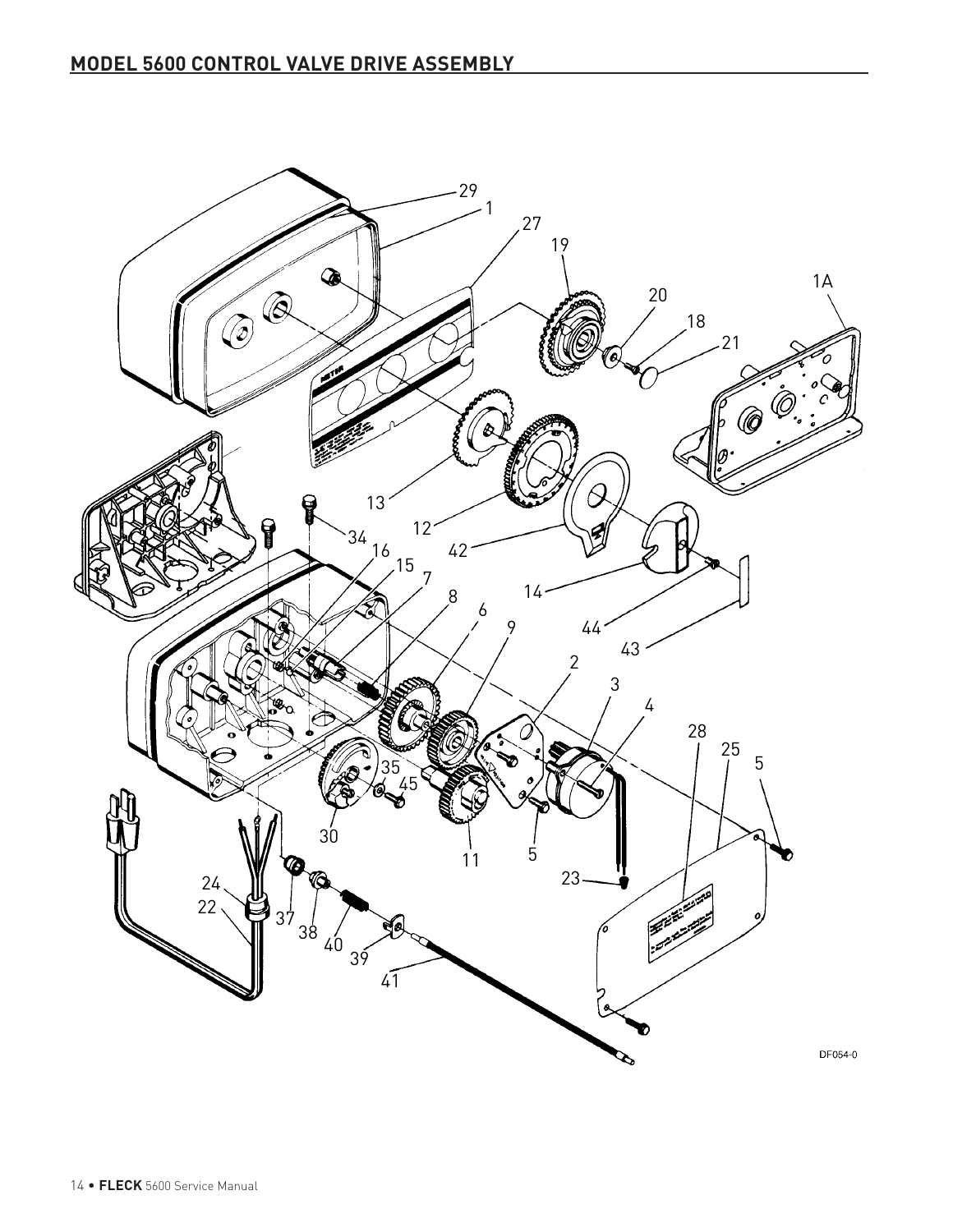## MODEL 5600 CONTROL VALVE DRIVE ASSEMBLY

DF054-0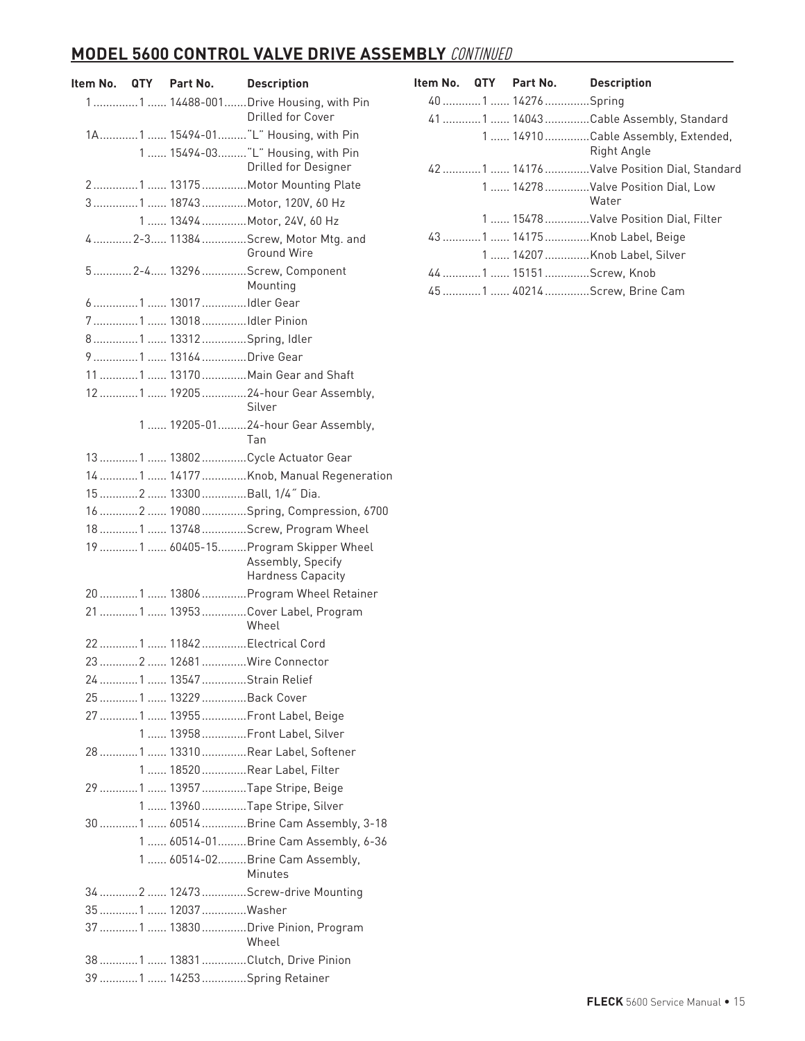## MODEL 5600 CONTROL VALVE DRIVE ASSEMBLY *CONTINUED*

| Item No. | QTY | Part No. | Description |
|---|---|---|---|
| 1 | 1 | 14488-001 | Drive Housing, with Pin Drilled for Cover |
| 1A | 1 | 15494-01 | "L" Housing, with Pin |
| | 1 | 15494-03 | "L" Housing, with Pin Drilled for Designer |
| 2 | 1 | 13175 | Motor Mounting Plate |
| 3 | 1 | 18743 | Motor, 120V, 60 Hz |
| | 1 | 13494 | Motor, 24V, 60 Hz |
| 4 | 2-3 | 11384 | Screw, Motor Mtg. and Ground Wire |
| 5 | 2-4 | 13296 | Screw, Component Mounting |
| 6 | 1 | 13017 | Idler Gear |
| 7 | 1 | 13018 | Idler Pinion |
| 8 | 1 | 13312 | Spring, Idler |
| 9 | 1 | 13164 | Drive Gear |
| 11 | 1 | 13170 | Main Gear and Shaft |
| 12 | 1 | 19205 | 24-hour Gear Assembly, Silver |
| | 1 | 19205-01 | 24-hour Gear Assembly, Tan |
| 13 | 1 | 13802 | Cycle Actuator Gear |
| 14 | 1 | 14177 | Knob, Manual Regeneration |
| 15 | 2 | 13300 | Ball, 1/4" Dia. |
| 16 | 2 | 19080 | Spring, Compression, 6700 |
| 18 | 1 | 13748 | Screw, Program Wheel |
| 19 | 1 | 60405-15 | Program Skipper Wheel Assembly, Specify Hardness Capacity |
| 20 | 1 | 13806 | Program Wheel Retainer |
| 21 | 1 | 13953 | Cover Label, Program Wheel |
| 22 | 1 | 11842 | Electrical Cord |
| 23 | 2 | 12681 | Wire Connector |
| 24 | 1 | 13547 | Strain Relief |
| 25 | 1 | 13229 | Back Cover |
| 27 | 1 | 13955 | Front Label, Beige |
| | 1 | 13958 | Front Label, Silver |
| 28 | 1 | 13310 | Rear Label, Softener |
| | 1 | 18520 | Rear Label, Filter |
| 29 | 1 | 13957 | Tape Stripe, Beige |
| | 1 | 13960 | Tape Stripe, Silver |
| 30 | 1 | 60514 | Brine Cam Assembly, 3-18 |
| | 1 | 60514-01 | Brine Cam Assembly, 6-36 |
| | 1 | 60514-02 | Brine Cam Assembly, Minutes |
| 34 | 2 | 12473 | Screw-drive Mounting |
| 35 | 1 | 12037 | Washer |
| 37 | 1 | 13830 | Drive Pinion, Program Wheel |
| 38 | 1 | 13831 | Clutch, Drive Pinion |
| 39 | 1 | 14253 | Spring Retainer |
| 40 | 1 | 14276 | Spring |
| 41 | 1 | 14043 | Cable Assembly, Standard |
| | 1 | 14910 | Cable Assembly, Extended, Right Angle |
| 42 | 1 | 14176 | Valve Position Dial, Standard |
| | 1 | 14278 | Valve Position Dial, Low Water |
| | 1 | 15478 | Valve Position Dial, Filter |
| 43 | 1 | 14175 | Knob Label, Beige |
| | 1 | 14207 | Knob Label, Silver |
| 44 | 1 | 15151 | Screw, Knob |
| 45 | 1 | 40214 | Screw, Brine Cam |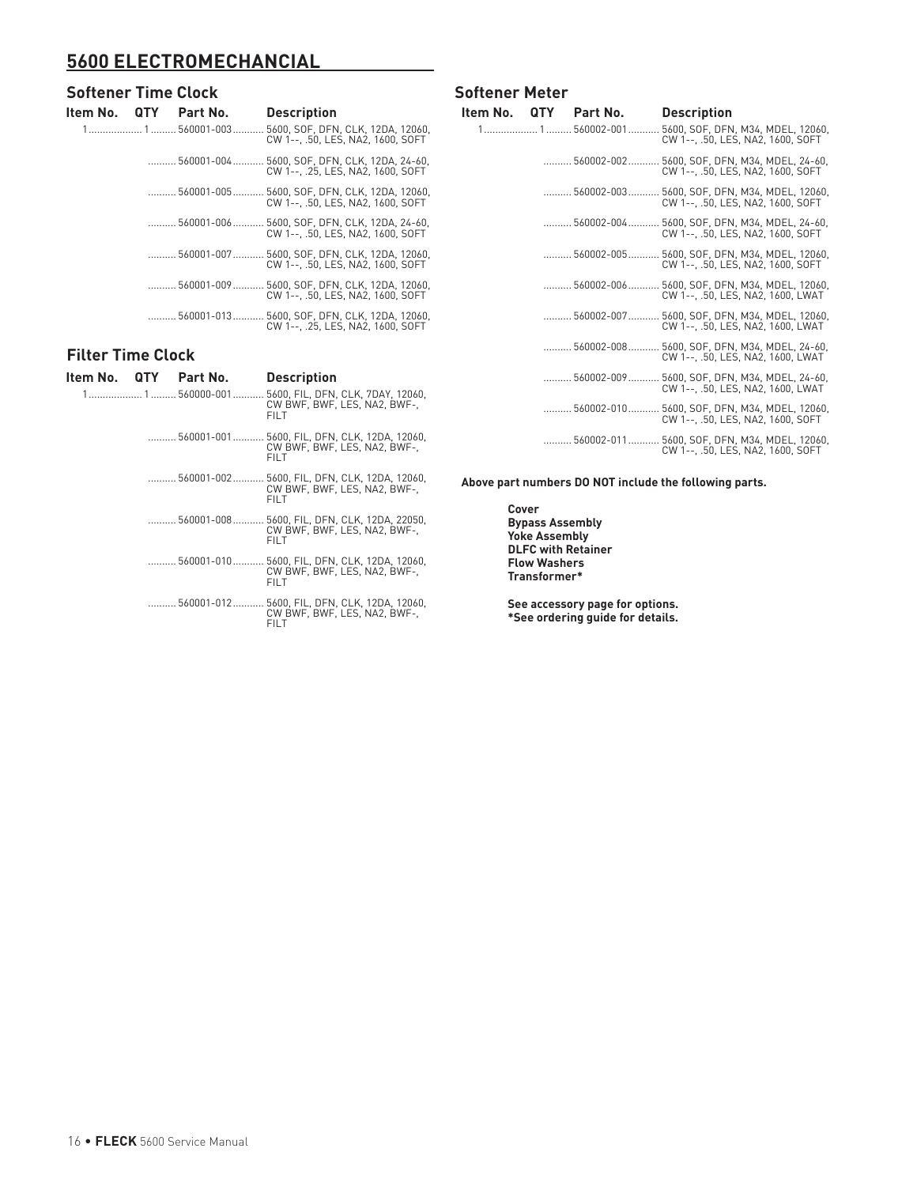# 5600 ELECTROMECHANICAL

## Softener Time Clock

| Item No. | QTY | Part No. | Description |
|---|---|---|---|
| 1 | 1 | 560001-003 | 5600, SOF, DFN, CLK, 12DA, 12060, CW 1--, .50, LES, NA2, 1600, SOFT |
| | | 560001-004 | 5600, SOF, DFN, CLK, 12DA, 24-60, CW 1--, .25, LES, NA2, 1600, SOFT |
| | | 560001-005 | 5600, SOF, DFN, CLK, 12DA, 12060, CW 1--, .50, LES, NA2, 1600, SOFT |
| | | 560001-006 | 5600, SOF, DFN, CLK, 12DA, 24-60, CW 1--, .50, LES, NA2, 1600, SOFT |
| | | 560001-007 | 5600, SOF, DFN, CLK, 12DA, 12060, CW 1--, .50, LES, NA2, 1600, SOFT |
| | | 560001-009 | 5600, SOF, DFN, CLK, 12DA, 12060, CW 1--, .50, LES, NA2, 1600, SOFT |
| | | 560001-013 | 5600, SOF, DFN, CLK, 12DA, 12060, CW 1--, .25, LES, NA2, 1600, SOFT |

## Filter Time Clock

| Item No. | QTY | Part No. | Description |
|---|---|---|---|
| 1 | 1 | 560000-001 | 5600, FIL, DFN, CLK, 7DAY, 12060, CW BWF, BWF, LES, NA2, BWF-, FILT |
| | | 560001-001 | 5600, FIL, DFN, CLK, 12DA, 12060, CW BWF, BWF, LES, NA2, BWF-, FILT |
| | | 560001-002 | 5600, FIL, DFN, CLK, 12DA, 12060, CW BWF, BWF, LES, NA2, BWF-, FILT |
| | | 560001-008 | 5600, FIL, DFN, CLK, 12DA, 22050, CW BWF, BWF, LES, NA2, BWF-, FILT |
| | | 560001-010 | 5600, FIL, DFN, CLK, 12DA, 12060, CW BWF, BWF, LES, NA2, BWF-, FILT |
| | | 560001-012 | 5600, FIL, DFN, CLK, 12DA, 12060, CW BWF, BWF, LES, NA2, BWF-, FILT |

## Softener Meter

| Item No. | QTY | Part No. | Description |
|---|---|---|---|
| 1 | 1 | 560002-001 | 5600, SOF, DFN, M34, MDEL, 12060, CW 1--, .50, LES, NA2, 1600, SOFT |
| | | 560002-002 | 5600, SOF, DFN, M34, MDEL, 24-60, CW 1--, .50, LES, NA2, 1600, SOFT |
| | | 560002-003 | 5600, SOF, DFN, M34, MDEL, 12060, CW 1--, .50, LES, NA2, 1600, SOFT |
| | | 560002-004 | 5600, SOF, DFN, M34, MDEL, 24-60, CW 1--, .50, LES, NA2, 1600, SOFT |
| | | 560002-005 | 5600, SOF, DFN, M34, MDEL, 12060, CW 1--, .50, LES, NA2, 1600, SOFT |
| | | 560002-006 | 5600, SOF, DFN, M34, MDEL, 12060, CW 1--, .50, LES, NA2, 1600, LWAT |
| | | 560002-007 | 5600, SOF, DFN, M34, MDEL, 12060, CW 1--, .50, LES, NA2, 1600, LWAT |
| | | 560002-008 | 5600, SOF, DFN, M34, MDEL, 24-60, CW 1--, .50, LES, NA2, 1600, LWAT |
| | | 560002-009 | 5600, SOF, DFN, M34, MDEL, 24-60, CW 1--, .50, LES, NA2, 1600, LWAT |
| | | 560002-010 | 5600, SOF, DFN, M34, MDEL, 12060, CW 1--, .50, LES, NA2, 1600, SOFT |
| | | 560002-011 | 5600, SOF, DFN, M34, MDEL, 12060, CW 1--, .50, LES, NA2, 1600, SOFT |

**Above part numbers DO NOT include the following parts.**

**Cover**
**Bypass Assembly**
**Yoke Assembly**
**DLFC with Retainer**
**Flow Washers**
**Transformer***

**See accessory page for options.**
***See ordering guide for details.**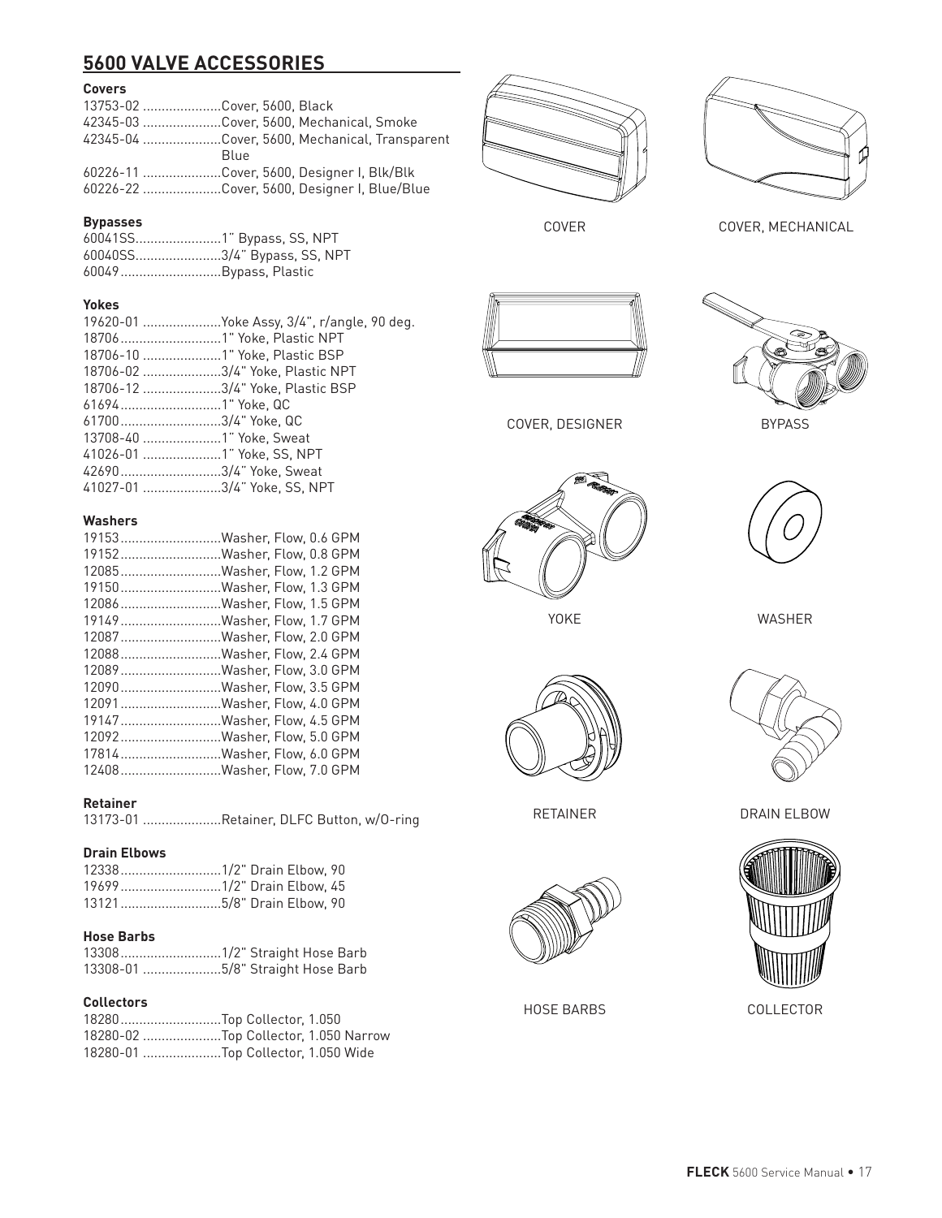## 5600 VALVE ACCESSORIES

### Covers

| Part No. | Description |
|---|---|
| 13753-02 | Cover, 5600, Black |
| 42345-03 | Cover, 5600, Mechanical, Smoke |
| 42345-04 | Cover, 5600, Mechanical, Transparent Blue |
| 60226-11 | Cover, 5600, Designer I, Blk/Blk |
| 60226-22 | Cover, 5600, Designer I, Blue/Blue |

### Bypasses

| Part No. | Description |
|---|---|
| 60041SS | 1" Bypass, SS, NPT |
| 60040SS | 3/4" Bypass, SS, NPT |
| 60049 | Bypass, Plastic |

### Yokes

| Part No. | Description |
|---|---|
| 19620-01 | Yoke Assy, 3/4", r/angle, 90 deg. |
| 18706 | 1" Yoke, Plastic NPT |
| 18706-10 | 1" Yoke, Plastic BSP |
| 18706-02 | 3/4" Yoke, Plastic NPT |
| 18706-12 | 3/4" Yoke, Plastic BSP |
| 61694 | 1" Yoke, QC |
| 61700 | 3/4" Yoke, QC |
| 13708-40 | 1" Yoke, Sweat |
| 41026-01 | 1" Yoke, SS, NPT |
| 42690 | 3/4" Yoke, Sweat |
| 41027-01 | 3/4" Yoke, SS, NPT |

### Washers

| Part No. | Description |
|---|---|
| 19153 | Washer, Flow, 0.6 GPM |
| 19152 | Washer, Flow, 0.8 GPM |
| 12085 | Washer, Flow, 1.2 GPM |
| 19150 | Washer, Flow, 1.3 GPM |
| 12086 | Washer, Flow, 1.5 GPM |
| 19149 | Washer, Flow, 1.7 GPM |
| 12087 | Washer, Flow, 2.0 GPM |
| 12088 | Washer, Flow, 2.4 GPM |
| 12089 | Washer, Flow, 3.0 GPM |
| 12090 | Washer, Flow, 3.5 GPM |
| 12091 | Washer, Flow, 4.0 GPM |
| 19147 | Washer, Flow, 4.5 GPM |
| 12092 | Washer, Flow, 5.0 GPM |
| 17814 | Washer, Flow, 6.0 GPM |
| 12408 | Washer, Flow, 7.0 GPM |

### Retainer

| Part No. | Description |
|---|---|
| 13173-01 | Retainer, DLFC Button, w/O-ring |

### Drain Elbows

| Part No. | Description |
|---|---|
| 12338 | 1/2" Drain Elbow, 90 |
| 19699 | 1/2" Drain Elbow, 45 |
| 13121 | 5/8" Drain Elbow, 90 |

### Hose Barbs

| Part No. | Description |
|---|---|
| 13308 | 1/2" Straight Hose Barb |
| 13308-01 | 5/8" Straight Hose Barb |

### Collectors

| Part No. | Description |
|---|---|
| 18280 | Top Collector, 1.050 |
| 18280-02 | Top Collector, 1.050 Narrow |
| 18280-01 | Top Collector, 1.050 Wide |

COVER

COVER, MECHANICAL

COVER, DESIGNER

BYPASS

YOKE

WASHER

RETAINER

DRAIN ELBOW

HOSE BARBS

COLLECTOR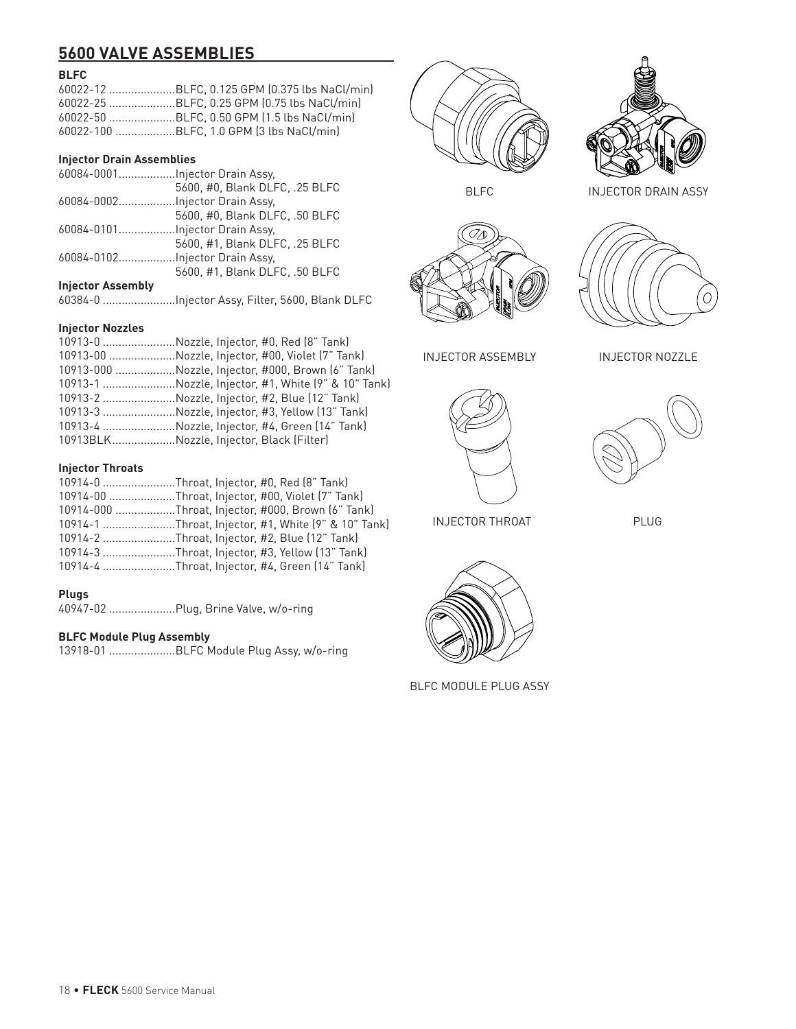## 5600 VALVE ASSEMBLIES

**BLFC**

60022-12 .....................BLFC, 0.125 GPM (0.375 lbs NaCl/min)
60022-25 .....................BLFC, 0.25 GPM (0.75 lbs NaCl/min)
60022-50 .....................BLFC, 0.50 GPM (1.5 lbs NaCl/min)
60022-100 ...................BLFC, 1.0 GPM (3 lbs NaCl/min)

**Injector Drain Assemblies**

60084-0001..................Injector Drain Assy, 5600, #0, Blank DLFC, .25 BLFC
60084-0002..................Injector Drain Assy, 5600, #0, Blank DLFC, .50 BLFC
60084-0101..................Injector Drain Assy, 5600, #1, Blank DLFC, .25 BLFC
60084-0102..................Injector Drain Assy, 5600, #1, Blank DLFC, .50 BLFC

**Injector Assembly**

60384-0 .......................Injector Assy, Filter, 5600, Blank DLFC

**Injector Nozzles**

10913-0 .......................Nozzle, Injector, #0, Red (8" Tank)
10913-00 .....................Nozzle, Injector, #00, Violet (7" Tank)
10913-000 ...................Nozzle, Injector, #000, Brown (6" Tank)
10913-1 .......................Nozzle, Injector, #1, White (9" & 10" Tank)
10913-2 .......................Nozzle, Injector, #2, Blue (12" Tank)
10913-3 .......................Nozzle, Injector, #3, Yellow (13" Tank)
10913-4 .......................Nozzle, Injector, #4, Green (14" Tank)
10913BLK....................Nozzle, Injector, Black (Filter)

**Injector Throats**

10914-0 .......................Throat, Injector, #0, Red (8" Tank)
10914-00 .....................Throat, Injector, #00, Violet (7" Tank)
10914-000 ...................Throat, Injector, #000, Brown (6" Tank)
10914-1 .......................Throat, Injector, #1, White (9" & 10" Tank)
10914-2 .......................Throat, Injector, #2, Blue (12" Tank)
10914-3 .......................Throat, Injector, #3, Yellow (13" Tank)
10914-4 .......................Throat, Injector, #4, Green (14" Tank)

**Plugs**

40947-02 .....................Plug, Brine Valve, w/o-ring

**BLFC Module Plug Assembly**

13918-01 .....................BLFC Module Plug Assy, w/o-ring

BLFC

INJECTOR DRAIN ASSY

INJECTOR ASSEMBLY

INJECTOR NOZZLE

INJECTOR THROAT

PLUG

BLFC MODULE PLUG ASSY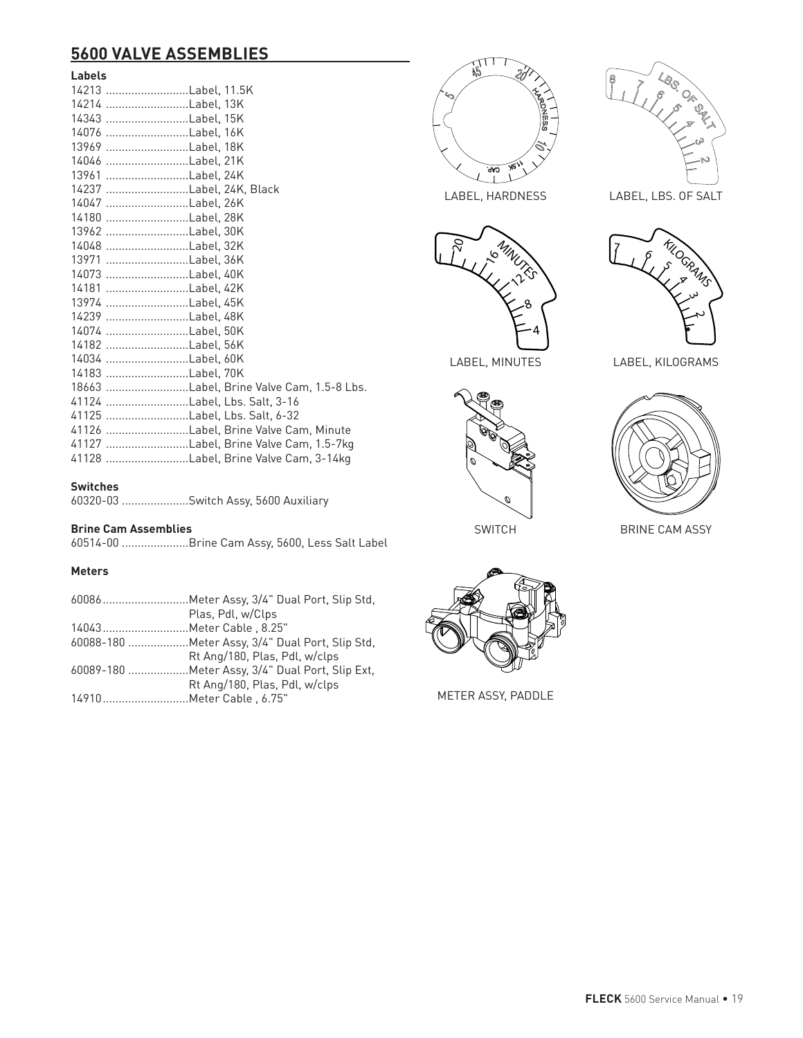## 5600 VALVE ASSEMBLIES

**Labels**

| Part No. | Description |
|---|---|
| 14213 | Label, 11.5K |
| 14214 | Label, 13K |
| 14343 | Label, 15K |
| 14076 | Label, 16K |
| 13969 | Label, 18K |
| 14046 | Label, 21K |
| 13961 | Label, 24K |
| 14237 | Label, 24K, Black |
| 14047 | Label, 26K |
| 14180 | Label, 28K |
| 13962 | Label, 30K |
| 14048 | Label, 32K |
| 13971 | Label, 36K |
| 14073 | Label, 40K |
| 14181 | Label, 42K |
| 13974 | Label, 45K |
| 14239 | Label, 48K |
| 14074 | Label, 50K |
| 14182 | Label, 56K |
| 14034 | Label, 60K |
| 14183 | Label, 70K |
| 18663 | Label, Brine Valve Cam, 1.5-8 Lbs. |
| 41124 | Label, Lbs. Salt, 3-16 |
| 41125 | Label, Lbs. Salt, 6-32 |
| 41126 | Label, Brine Valve Cam, Minute |
| 41127 | Label, Brine Valve Cam, 1.5-7kg |
| 41128 | Label, Brine Valve Cam, 3-14kg |

**Switches**

| Part No. | Description |
|---|---|
| 60320-03 | Switch Assy, 5600 Auxiliary |

**Brine Cam Assemblies**

| Part No. | Description |
|---|---|
| 60514-00 | Brine Cam Assy, 5600, Less Salt Label |

**Meters**

| Part No. | Description |
|---|---|
| 60086 | Meter Assy, 3/4" Dual Port, Slip Std, Plas, Pdl, w/Clps |
| 14043 | Meter Cable , 8.25" |
| 60088-180 | Meter Assy, 3/4" Dual Port, Slip Std, Rt Ang/180, Plas, Pdl, w/clps |
| 60089-180 | Meter Assy, 3/4" Dual Port, Slip Ext, Rt Ang/180, Plas, Pdl, w/clps |
| 14910 | Meter Cable , 6.75" |

LABEL, HARDNESS

LABEL, LBS. OF SALT

LABEL, MINUTES

LABEL, KILOGRAMS

SWITCH

BRINE CAM ASSY

METER ASSY, PADDLE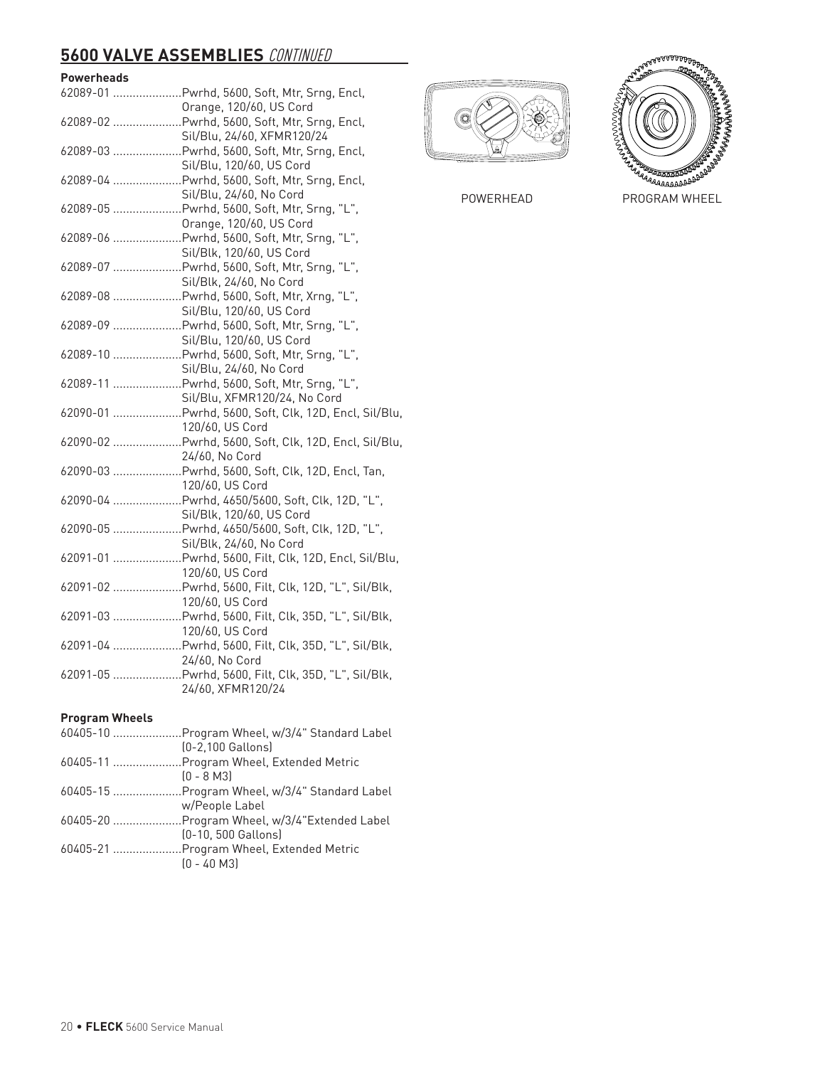## 5600 VALVE ASSEMBLIES *CONTINUED*

**Powerheads**

62089-01 .....................Pwrhd, 5600, Soft, Mtr, Srng, Encl, Orange, 120/60, US Cord
62089-02 .....................Pwrhd, 5600, Soft, Mtr, Srng, Encl, Sil/Blu, 24/60, XFMR120/24
62089-03 .....................Pwrhd, 5600, Soft, Mtr, Srng, Encl, Sil/Blu, 120/60, US Cord
62089-04 .....................Pwrhd, 5600, Soft, Mtr, Srng, Encl, Sil/Blu, 24/60, No Cord
62089-05 .....................Pwrhd, 5600, Soft, Mtr, Srng, "L", Orange, 120/60, US Cord
62089-06 .....................Pwrhd, 5600, Soft, Mtr, Srng, "L", Sil/Blk, 120/60, US Cord
62089-07 .....................Pwrhd, 5600, Soft, Mtr, Srng, "L", Sil/Blk, 24/60, No Cord
62089-08 .....................Pwrhd, 5600, Soft, Mtr, Xrng, "L", Sil/Blu, 120/60, US Cord
62089-09 .....................Pwrhd, 5600, Soft, Mtr, Srng, "L", Sil/Blu, 120/60, US Cord
62089-10 .....................Pwrhd, 5600, Soft, Mtr, Srng, "L", Sil/Blu, 24/60, No Cord
62089-11 .....................Pwrhd, 5600, Soft, Mtr, Srng, "L", Sil/Blu, XFMR120/24, No Cord
62090-01 .....................Pwrhd, 5600, Soft, Clk, 12D, Encl, Sil/Blu, 120/60, US Cord
62090-02 .....................Pwrhd, 5600, Soft, Clk, 12D, Encl, Sil/Blu, 24/60, No Cord
62090-03 .....................Pwrhd, 5600, Soft, Clk, 12D, Encl, Tan, 120/60, US Cord
62090-04 .....................Pwrhd, 4650/5600, Soft, Clk, 12D, "L", Sil/Blk, 120/60, US Cord
62090-05 .....................Pwrhd, 4650/5600, Soft, Clk, 12D, "L", Sil/Blk, 24/60, No Cord
62091-01 .....................Pwrhd, 5600, Filt, Clk, 12D, Encl, Sil/Blu, 120/60, US Cord
62091-02 .....................Pwrhd, 5600, Filt, Clk, 12D, "L", Sil/Blk, 120/60, US Cord
62091-03 .....................Pwrhd, 5600, Filt, Clk, 35D, "L", Sil/Blk, 120/60, US Cord
62091-04 .....................Pwrhd, 5600, Filt, Clk, 35D, "L", Sil/Blk, 24/60, No Cord
62091-05 .....................Pwrhd, 5600, Filt, Clk, 35D, "L", Sil/Blk, 24/60, XFMR120/24

**Program Wheels**

60405-10 .....................Program Wheel, w/3/4" Standard Label (0-2,100 Gallons)
60405-11 .....................Program Wheel, Extended Metric (0 - 8 M3)
60405-15 .....................Program Wheel, w/3/4" Standard Label w/People Label
60405-20 .....................Program Wheel, w/3/4"Extended Label (0-10, 500 Gallons)
60405-21 .....................Program Wheel, Extended Metric (0 - 40 M3)

POWERHEAD

PROGRAM WHEEL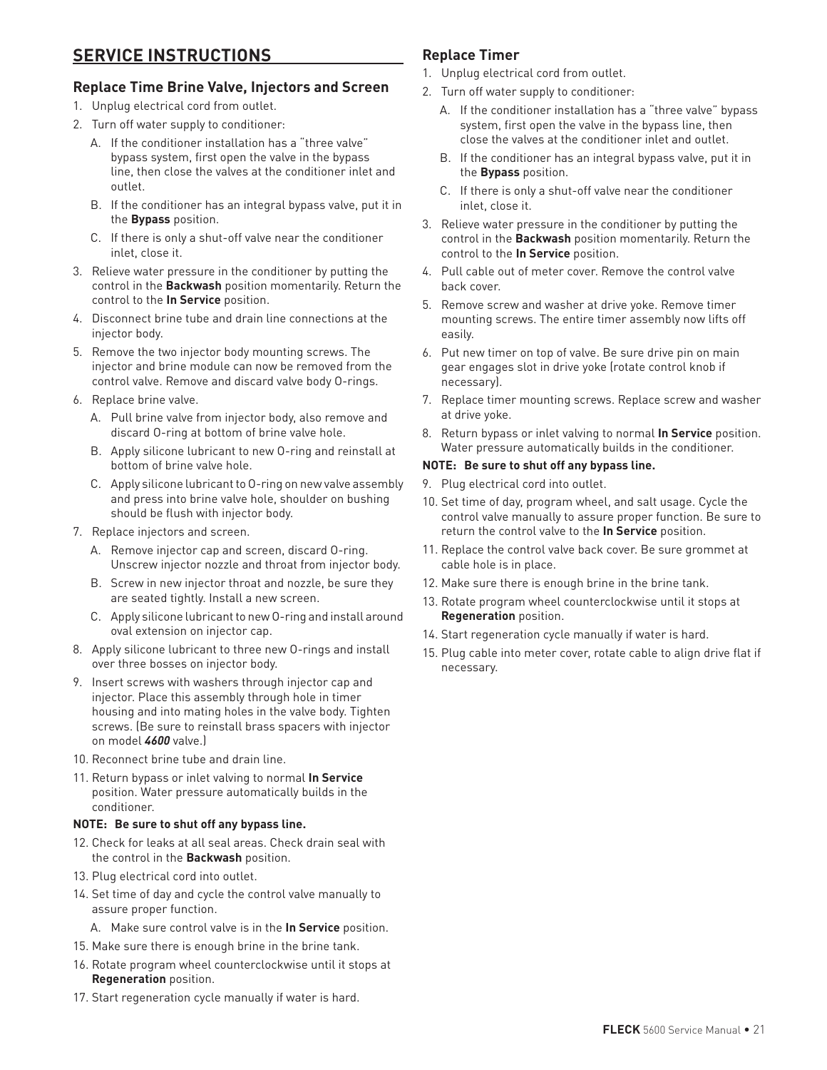# SERVICE INSTRUCTIONS

## Replace Time Brine Valve, Injectors and Screen

1. Unplug electrical cord from outlet.
2. Turn off water supply to conditioner:
   A. If the conditioner installation has a "three valve" bypass system, first open the valve in the bypass line, then close the valves at the conditioner inlet and outlet.
   B. If the conditioner has an integral bypass valve, put it in the **Bypass** position.
   C. If there is only a shut-off valve near the conditioner inlet, close it.
3. Relieve water pressure in the conditioner by putting the control in the **Backwash** position momentarily. Return the control to the **In Service** position.
4. Disconnect brine tube and drain line connections at the injector body.
5. Remove the two injector body mounting screws. The injector and brine module can now be removed from the control valve. Remove and discard valve body O-rings.
6. Replace brine valve.
   A. Pull brine valve from injector body, also remove and discard O-ring at bottom of brine valve hole.
   B. Apply silicone lubricant to new O-ring and reinstall at bottom of brine valve hole.
   C. Apply silicone lubricant to O-ring on new valve assembly and press into brine valve hole, shoulder on bushing should be flush with injector body.
7. Replace injectors and screen.
   A. Remove injector cap and screen, discard O-ring. Unscrew injector nozzle and throat from injector body.
   B. Screw in new injector throat and nozzle, be sure they are seated tightly. Install a new screen.
   C. Apply silicone lubricant to new O-ring and install around oval extension on injector cap.
8. Apply silicone lubricant to three new O-rings and install over three bosses on injector body.
9. Insert screws with washers through injector cap and injector. Place this assembly through hole in timer housing and into mating holes in the valve body. Tighten screws. (Be sure to reinstall brass spacers with injector on model ***4600*** valve.)
10. Reconnect brine tube and drain line.
11. Return bypass or inlet valving to normal **In Service** position. Water pressure automatically builds in the conditioner.

**NOTE: Be sure to shut off any bypass line.**

12. Check for leaks at all seal areas. Check drain seal with the control in the **Backwash** position.
13. Plug electrical cord into outlet.
14. Set time of day and cycle the control valve manually to assure proper function.
    A. Make sure control valve is in the **In Service** position.
15. Make sure there is enough brine in the brine tank.
16. Rotate program wheel counterclockwise until it stops at **Regeneration** position.
17. Start regeneration cycle manually if water is hard.

## Replace Timer

1. Unplug electrical cord from outlet.
2. Turn off water supply to conditioner:
   A. If the conditioner installation has a "three valve" bypass system, first open the valve in the bypass line, then close the valves at the conditioner inlet and outlet.
   B. If the conditioner has an integral bypass valve, put it in the **Bypass** position.
   C. If there is only a shut-off valve near the conditioner inlet, close it.
3. Relieve water pressure in the conditioner by putting the control in the **Backwash** position momentarily. Return the control to the **In Service** position.
4. Pull cable out of meter cover. Remove the control valve back cover.
5. Remove screw and washer at drive yoke. Remove timer mounting screws. The entire timer assembly now lifts off easily.
6. Put new timer on top of valve. Be sure drive pin on main gear engages slot in drive yoke (rotate control knob if necessary).
7. Replace timer mounting screws. Replace screw and washer at drive yoke.
8. Return bypass or inlet valving to normal **In Service** position. Water pressure automatically builds in the conditioner.

**NOTE: Be sure to shut off any bypass line.**

9. Plug electrical cord into outlet.
10. Set time of day, program wheel, and salt usage. Cycle the control valve manually to assure proper function. Be sure to return the control valve to the **In Service** position.
11. Replace the control valve back cover. Be sure grommet at cable hole is in place.
12. Make sure there is enough brine in the brine tank.
13. Rotate program wheel counterclockwise until it stops at **Regeneration** position.
14. Start regeneration cycle manually if water is hard.
15. Plug cable into meter cover, rotate cable to align drive flat if necessary.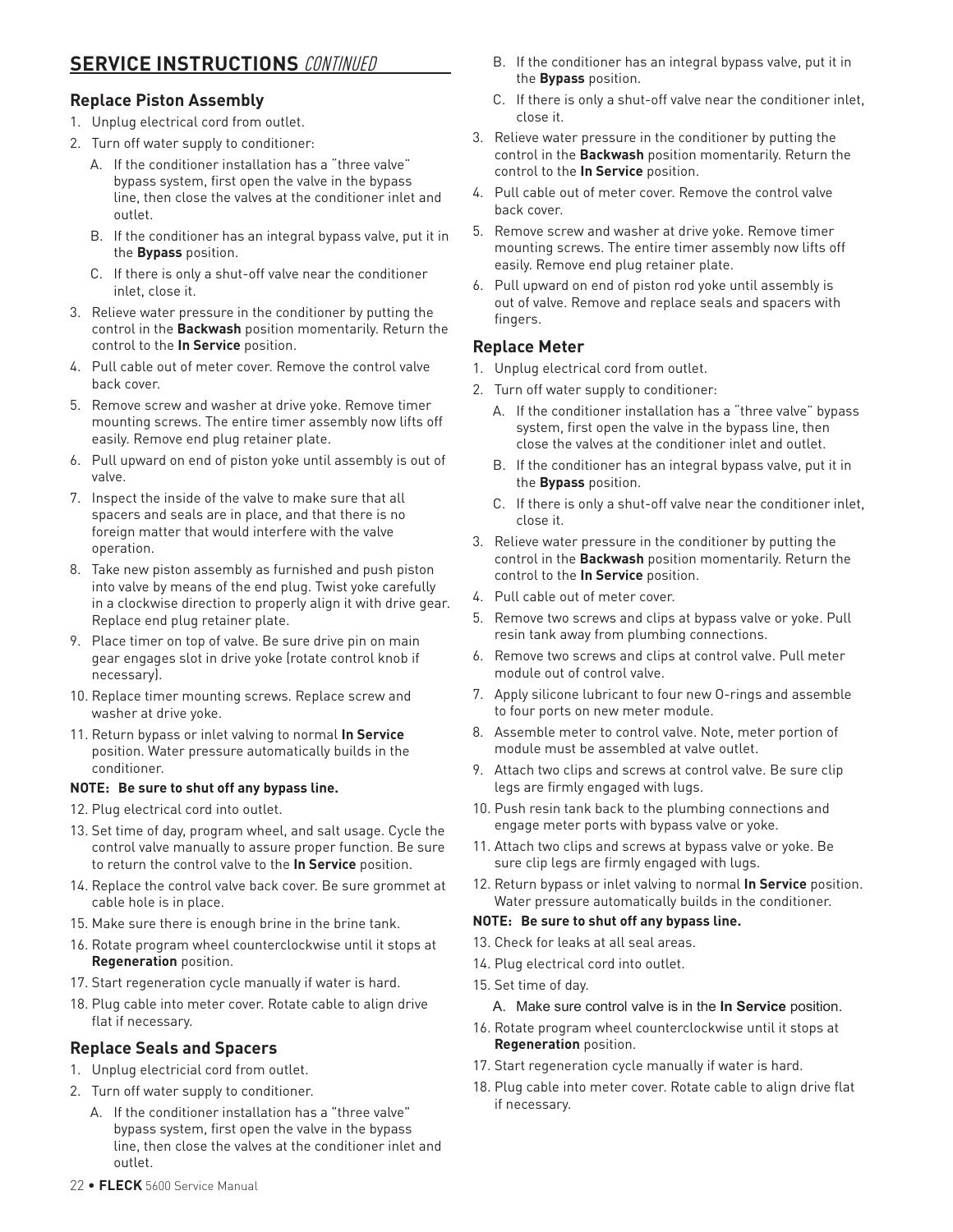## SERVICE INSTRUCTIONS *CONTINUED*

### Replace Piston Assembly

1. Unplug electrical cord from outlet.
2. Turn off water supply to conditioner:
   A. If the conditioner installation has a "three valve" bypass system, first open the valve in the bypass line, then close the valves at the conditioner inlet and outlet.
   B. If the conditioner has an integral bypass valve, put it in the **Bypass** position.
   C. If there is only a shut-off valve near the conditioner inlet, close it.
3. Relieve water pressure in the conditioner by putting the control in the **Backwash** position momentarily. Return the control to the **In Service** position.
4. Pull cable out of meter cover. Remove the control valve back cover.
5. Remove screw and washer at drive yoke. Remove timer mounting screws. The entire timer assembly now lifts off easily. Remove end plug retainer plate.
6. Pull upward on end of piston yoke until assembly is out of valve.
7. Inspect the inside of the valve to make sure that all spacers and seals are in place, and that there is no foreign matter that would interfere with the valve operation.
8. Take new piston assembly as furnished and push piston into valve by means of the end plug. Twist yoke carefully in a clockwise direction to properly align it with drive gear. Replace end plug retainer plate.
9. Place timer on top of valve. Be sure drive pin on main gear engages slot in drive yoke (rotate control knob if necessary).
10. Replace timer mounting screws. Replace screw and washer at drive yoke.
11. Return bypass or inlet valving to normal **In Service** position. Water pressure automatically builds in the conditioner.

**NOTE: Be sure to shut off any bypass line.**

12. Plug electrical cord into outlet.
13. Set time of day, program wheel, and salt usage. Cycle the control valve manually to assure proper function. Be sure to return the control valve to the **In Service** position.
14. Replace the control valve back cover. Be sure grommet at cable hole is in place.
15. Make sure there is enough brine in the brine tank.
16. Rotate program wheel counterclockwise until it stops at **Regeneration** position.
17. Start regeneration cycle manually if water is hard.
18. Plug cable into meter cover. Rotate cable to align drive flat if necessary.

### Replace Seals and Spacers

1. Unplug electricial cord from outlet.
2. Turn off water supply to conditioner.
   A. If the conditioner installation has a "three valve" bypass system, first open the valve in the bypass line, then close the valves at the conditioner inlet and outlet.
   B. If the conditioner has an integral bypass valve, put it in the **Bypass** position.
   C. If there is only a shut-off valve near the conditioner inlet, close it.
3. Relieve water pressure in the conditioner by putting the control in the **Backwash** position momentarily. Return the control to the **In Service** position.
4. Pull cable out of meter cover. Remove the control valve back cover.
5. Remove screw and washer at drive yoke. Remove timer mounting screws. The entire timer assembly now lifts off easily. Remove end plug retainer plate.
6. Pull upward on end of piston rod yoke until assembly is out of valve. Remove and replace seals and spacers with fingers.

### Replace Meter

1. Unplug electrical cord from outlet.
2. Turn off water supply to conditioner:
   A. If the conditioner installation has a "three valve" bypass system, first open the valve in the bypass line, then close the valves at the conditioner inlet and outlet.
   B. If the conditioner has an integral bypass valve, put it in the **Bypass** position.
   C. If there is only a shut-off valve near the conditioner inlet, close it.
3. Relieve water pressure in the conditioner by putting the control in the **Backwash** position momentarily. Return the control to the **In Service** position.
4. Pull cable out of meter cover.
5. Remove two screws and clips at bypass valve or yoke. Pull resin tank away from plumbing connections.
6. Remove two screws and clips at control valve. Pull meter module out of control valve.
7. Apply silicone lubricant to four new O-rings and assemble to four ports on new meter module.
8. Assemble meter to control valve. Note, meter portion of module must be assembled at valve outlet.
9. Attach two clips and screws at control valve. Be sure clip legs are firmly engaged with lugs.
10. Push resin tank back to the plumbing connections and engage meter ports with bypass valve or yoke.
11. Attach two clips and screws at bypass valve or yoke. Be sure clip legs are firmly engaged with lugs.
12. Return bypass or inlet valving to normal **In Service** position. Water pressure automatically builds in the conditioner.

**NOTE: Be sure to shut off any bypass line.**

13. Check for leaks at all seal areas.
14. Plug electrical cord into outlet.
15. Set time of day.
    A. Make sure control valve is in the **In Service** position.
16. Rotate program wheel counterclockwise until it stops at **Regeneration** position.
17. Start regeneration cycle manually if water is hard.
18. Plug cable into meter cover. Rotate cable to align drive flat if necessary.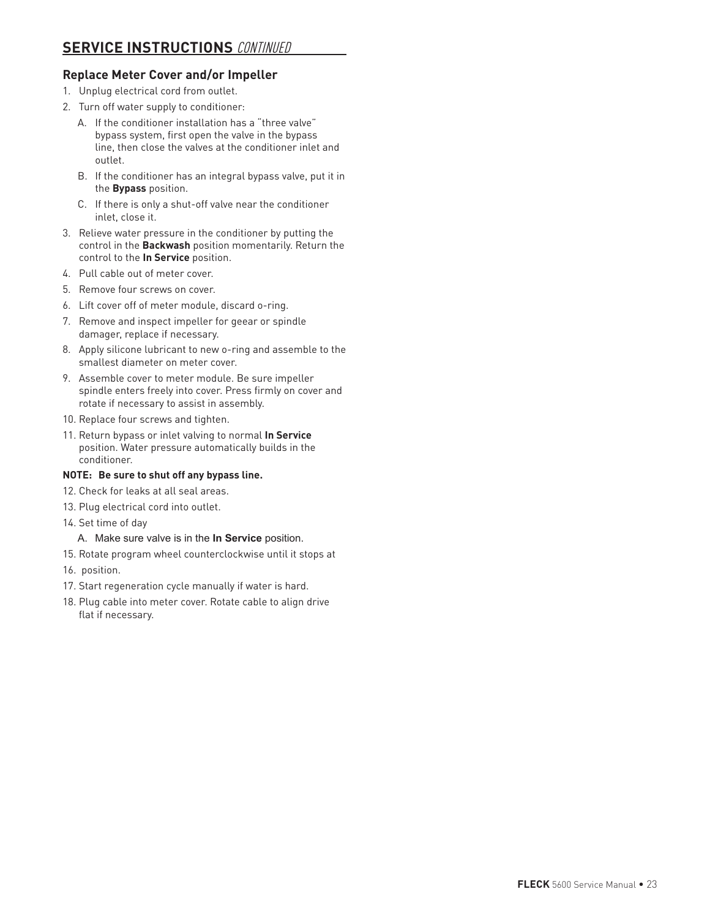## SERVICE INSTRUCTIONS *CONTINUED*

### Replace Meter Cover and/or Impeller

1. Unplug electrical cord from outlet.
2. Turn off water supply to conditioner:
   A. If the conditioner installation has a "three valve" bypass system, first open the valve in the bypass line, then close the valves at the conditioner inlet and outlet.
   B. If the conditioner has an integral bypass valve, put it in the **Bypass** position.
   C. If there is only a shut-off valve near the conditioner inlet, close it.
3. Relieve water pressure in the conditioner by putting the control in the **Backwash** position momentarily. Return the control to the **In Service** position.
4. Pull cable out of meter cover.
5. Remove four screws on cover.
6. Lift cover off of meter module, discard o-ring.
7. Remove and inspect impeller for geear or spindle damager, replace if necessary.
8. Apply silicone lubricant to new o-ring and assemble to the smallest diameter on meter cover.
9. Assemble cover to meter module. Be sure impeller spindle enters freely into cover. Press firmly on cover and rotate if necessary to assist in assembly.
10. Replace four screws and tighten.
11. Return bypass or inlet valving to normal **In Service** position. Water pressure automatically builds in the conditioner.

**NOTE: Be sure to shut off any bypass line.**

12. Check for leaks at all seal areas.
13. Plug electrical cord into outlet.
14. Set time of day
    A. Make sure valve is in the **In Service** position.
15. Rotate program wheel counterclockwise until it stops at
16. position.
17. Start regeneration cycle manually if water is hard.
18. Plug cable into meter cover. Rotate cable to align drive flat if necessary.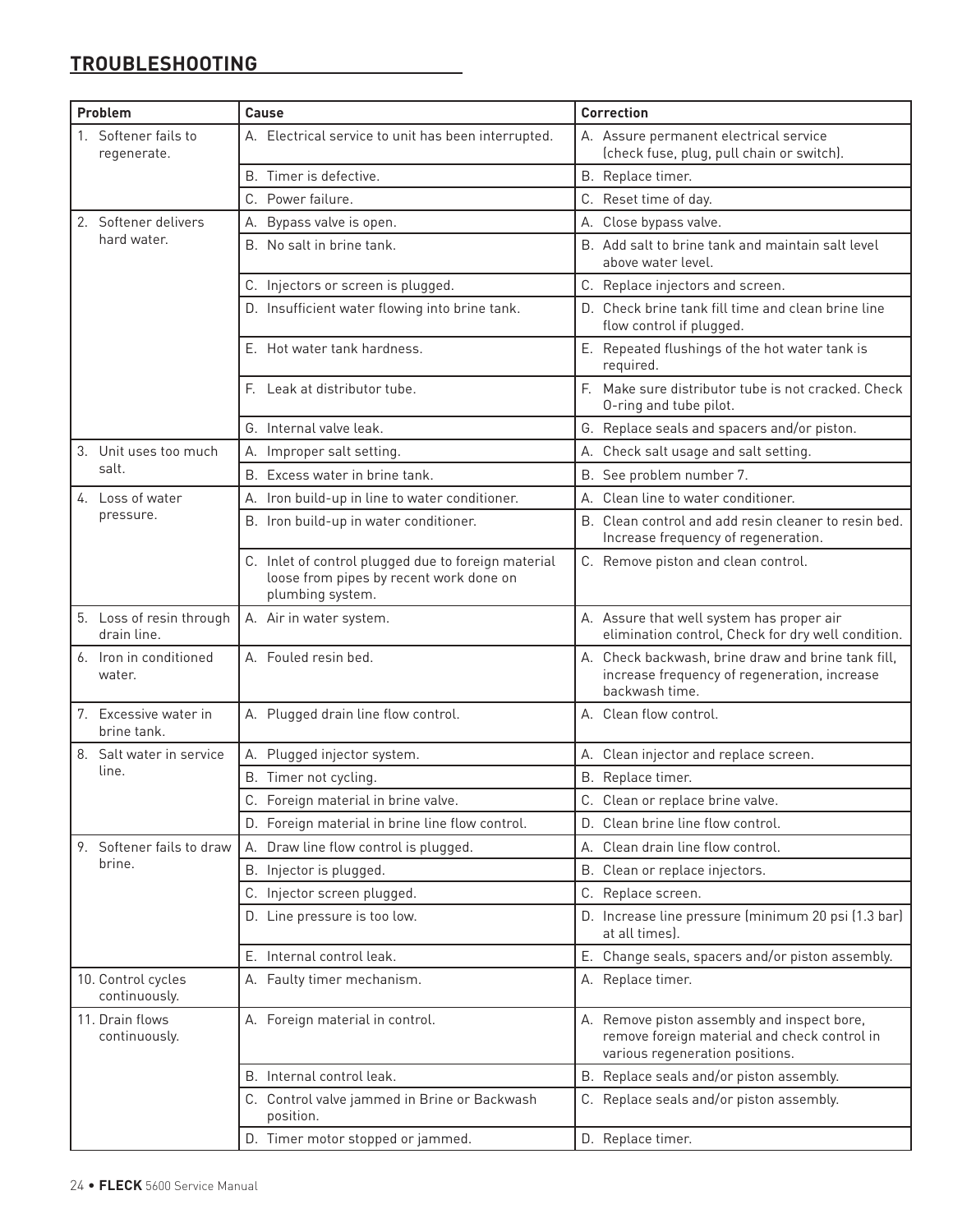## TROUBLESHOOTING

| Problem | Cause | Correction |
|---|---|---|
| 1. Softener fails to regenerate. | A. Electrical service to unit has been interrupted. | A. Assure permanent electrical service (check fuse, plug, pull chain or switch). |
| | B. Timer is defective. | B. Replace timer. |
| | C. Power failure. | C. Reset time of day. |
| 2. Softener delivers hard water. | A. Bypass valve is open. | A. Close bypass valve. |
| | B. No salt in brine tank. | B. Add salt to brine tank and maintain salt level above water level. |
| | C. Injectors or screen is plugged. | C. Replace injectors and screen. |
| | D. Insufficient water flowing into brine tank. | D. Check brine tank fill time and clean brine line flow control if plugged. |
| | E. Hot water tank hardness. | E. Repeated flushings of the hot water tank is required. |
| | F. Leak at distributor tube. | F. Make sure distributor tube is not cracked. Check O-ring and tube pilot. |
| | G. Internal valve leak. | G. Replace seals and spacers and/or piston. |
| 3. Unit uses too much salt. | A. Improper salt setting. | A. Check salt usage and salt setting. |
| | B. Excess water in brine tank. | B. See problem number 7. |
| 4. Loss of water pressure. | A. Iron build-up in line to water conditioner. | A. Clean line to water conditioner. |
| | B. Iron build-up in water conditioner. | B. Clean control and add resin cleaner to resin bed. Increase frequency of regeneration. |
| | C. Inlet of control plugged due to foreign material loose from pipes by recent work done on plumbing system. | C. Remove piston and clean control. |
| 5. Loss of resin through drain line. | A. Air in water system. | A. Assure that well system has proper air elimination control, Check for dry well condition. |
| 6. Iron in conditioned water. | A. Fouled resin bed. | A. Check backwash, brine draw and brine tank fill, increase frequency of regeneration, increase backwash time. |
| 7. Excessive water in brine tank. | A. Plugged drain line flow control. | A. Clean flow control. |
| 8. Salt water in service line. | A. Plugged injector system. | A. Clean injector and replace screen. |
| | B. Timer not cycling. | B. Replace timer. |
| | C. Foreign material in brine valve. | C. Clean or replace brine valve. |
| | D. Foreign material in brine line flow control. | D. Clean brine line flow control. |
| 9. Softener fails to draw brine. | A. Draw line flow control is plugged. | A. Clean drain line flow control. |
| | B. Injector is plugged. | B. Clean or replace injectors. |
| | C. Injector screen plugged. | C. Replace screen. |
| | D. Line pressure is too low. | D. Increase line pressure (minimum 20 psi (1.3 bar) at all times). |
| | E. Internal control leak. | E. Change seals, spacers and/or piston assembly. |
| 10. Control cycles continuously. | A. Faulty timer mechanism. | A. Replace timer. |
| 11. Drain flows continuously. | A. Foreign material in control. | A. Remove piston assembly and inspect bore, remove foreign material and check control in various regeneration positions. |
| | B. Internal control leak. | B. Replace seals and/or piston assembly. |
| | C. Control valve jammed in Brine or Backwash position. | C. Replace seals and/or piston assembly. |
| | D. Timer motor stopped or jammed. | D. Replace timer. |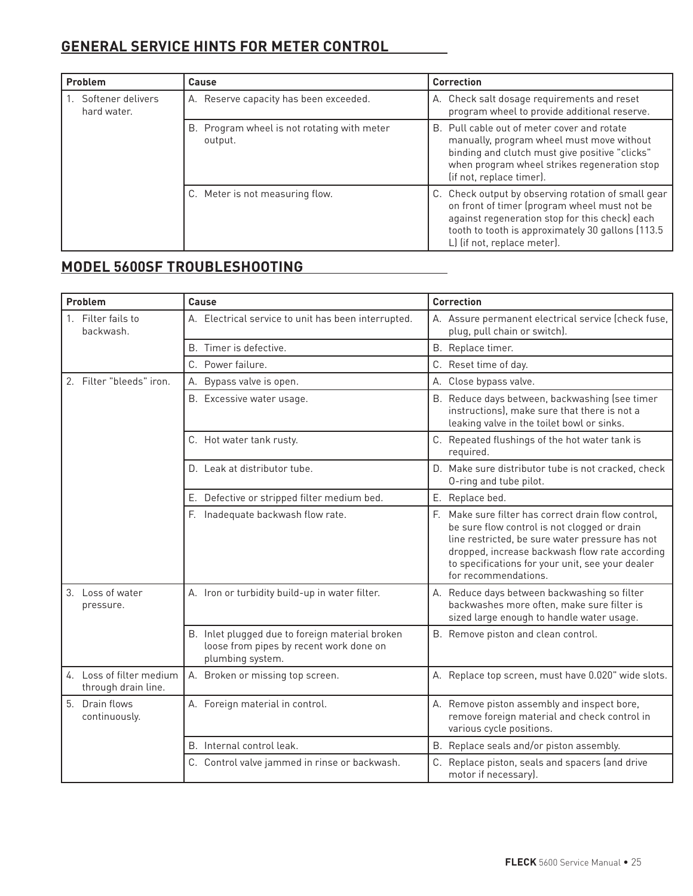## GENERAL SERVICE HINTS FOR METER CONTROL

| Problem | Cause | Correction |
|---|---|---|
| 1. Softener delivers hard water. | A. Reserve capacity has been exceeded. | A. Check salt dosage requirements and reset program wheel to provide additional reserve. |
| | B. Program wheel is not rotating with meter output. | B. Pull cable out of meter cover and rotate manually, program wheel must move without binding and clutch must give positive "clicks" when program wheel strikes regeneration stop (if not, replace timer). |
| | C. Meter is not measuring flow. | C. Check output by observing rotation of small gear on front of timer (program wheel must not be against regeneration stop for this check) each tooth to tooth is approximately 30 gallons (113.5 L) (if not, replace meter). |

## MODEL 5600SF TROUBLESHOOTING

| Problem | Cause | Correction |
|---|---|---|
| 1. Filter fails to backwash. | A. Electrical service to unit has been interrupted. | A. Assure permanent electrical service (check fuse, plug, pull chain or switch). |
| | B. Timer is defective. | B. Replace timer. |
| | C. Power failure. | C. Reset time of day. |
| 2. Filter "bleeds" iron. | A. Bypass valve is open. | A. Close bypass valve. |
| | B. Excessive water usage. | B. Reduce days between, backwashing (see timer instructions), make sure that there is not a leaking valve in the toilet bowl or sinks. |
| | C. Hot water tank rusty. | C. Repeated flushings of the hot water tank is required. |
| | D. Leak at distributor tube. | D. Make sure distributor tube is not cracked, check O-ring and tube pilot. |
| | E. Defective or stripped filter medium bed. | E. Replace bed. |
| | F. Inadequate backwash flow rate. | F. Make sure filter has correct drain flow control, be sure flow control is not clogged or drain line restricted, be sure water pressure has not dropped, increase backwash flow rate according to specifications for your unit, see your dealer for recommendations. |
| 3. Loss of water pressure. | A. Iron or turbidity build-up in water filter. | A. Reduce days between backwashing so filter backwashes more often, make sure filter is sized large enough to handle water usage. |
| | B. Inlet plugged due to foreign material broken loose from pipes by recent work done on plumbing system. | B. Remove piston and clean control. |
| 4. Loss of filter medium through drain line. | A. Broken or missing top screen. | A. Replace top screen, must have 0.020" wide slots. |
| 5. Drain flows continuously. | A. Foreign material in control. | A. Remove piston assembly and inspect bore, remove foreign material and check control in various cycle positions. |
| | B. Internal control leak. | B. Replace seals and/or piston assembly. |
| | C. Control valve jammed in rinse or backwash. | C. Replace piston, seals and spacers (and drive motor if necessary). |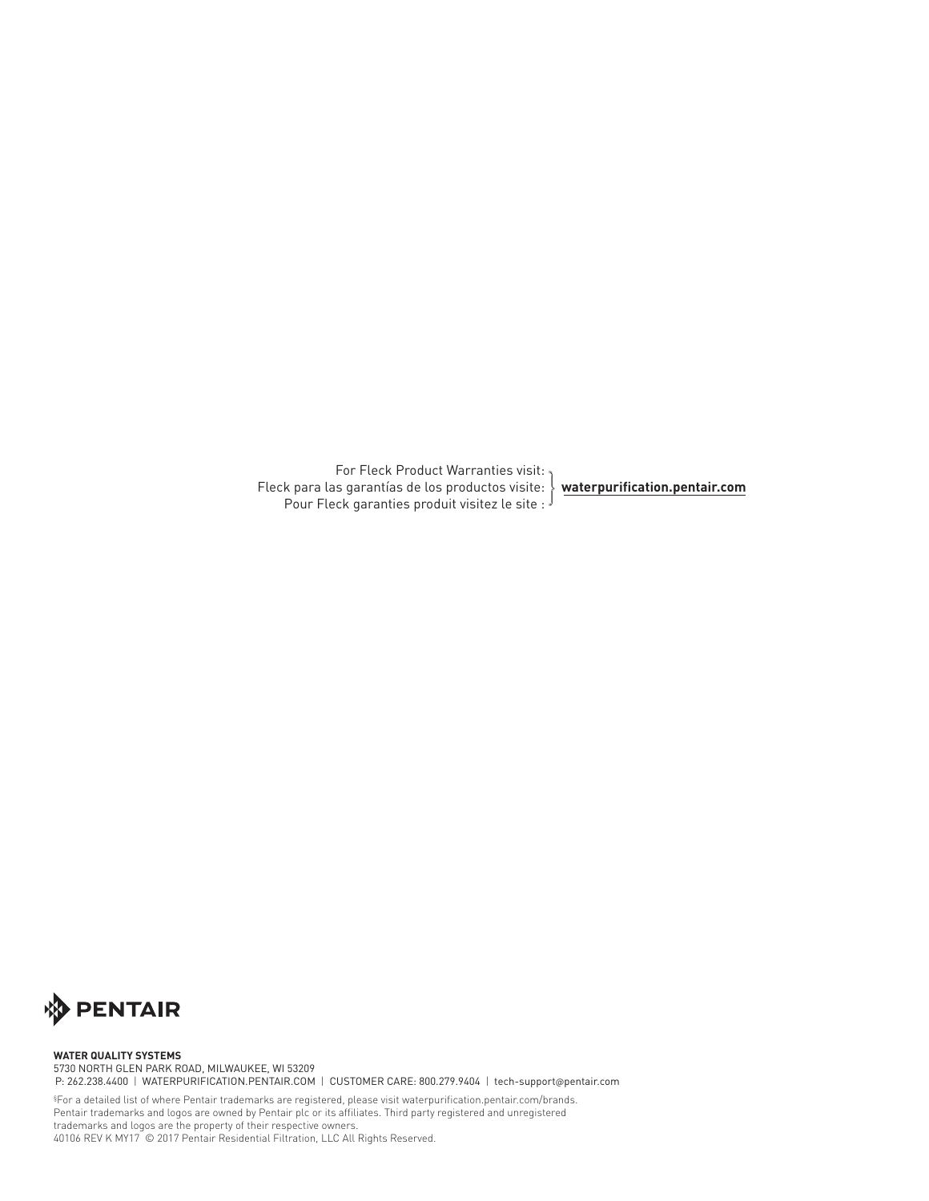For Fleck Product Warranties visit:
Fleck para las garantías de los productos visite:
Pour Fleck garanties produit visitez le site :

**waterpurification.pentair.com**

PENTAIR

**WATER QUALITY SYSTEMS**
5730 NORTH GLEN PARK ROAD, MILWAUKEE, WI 53209
P: 262.238.4400 | WATERPURIFICATION.PENTAIR.COM | CUSTOMER CARE: 800.279.9404 | tech-support@pentair.com

§For a detailed list of where Pentair trademarks are registered, please visit waterpurification.pentair.com/brands. Pentair trademarks and logos are owned by Pentair plc or its affiliates. Third party registered and unregistered trademarks and logos are the property of their respective owners.
40106 REV K MY17 © 2017 Pentair Residential Filtration, LLC All Rights Reserved.